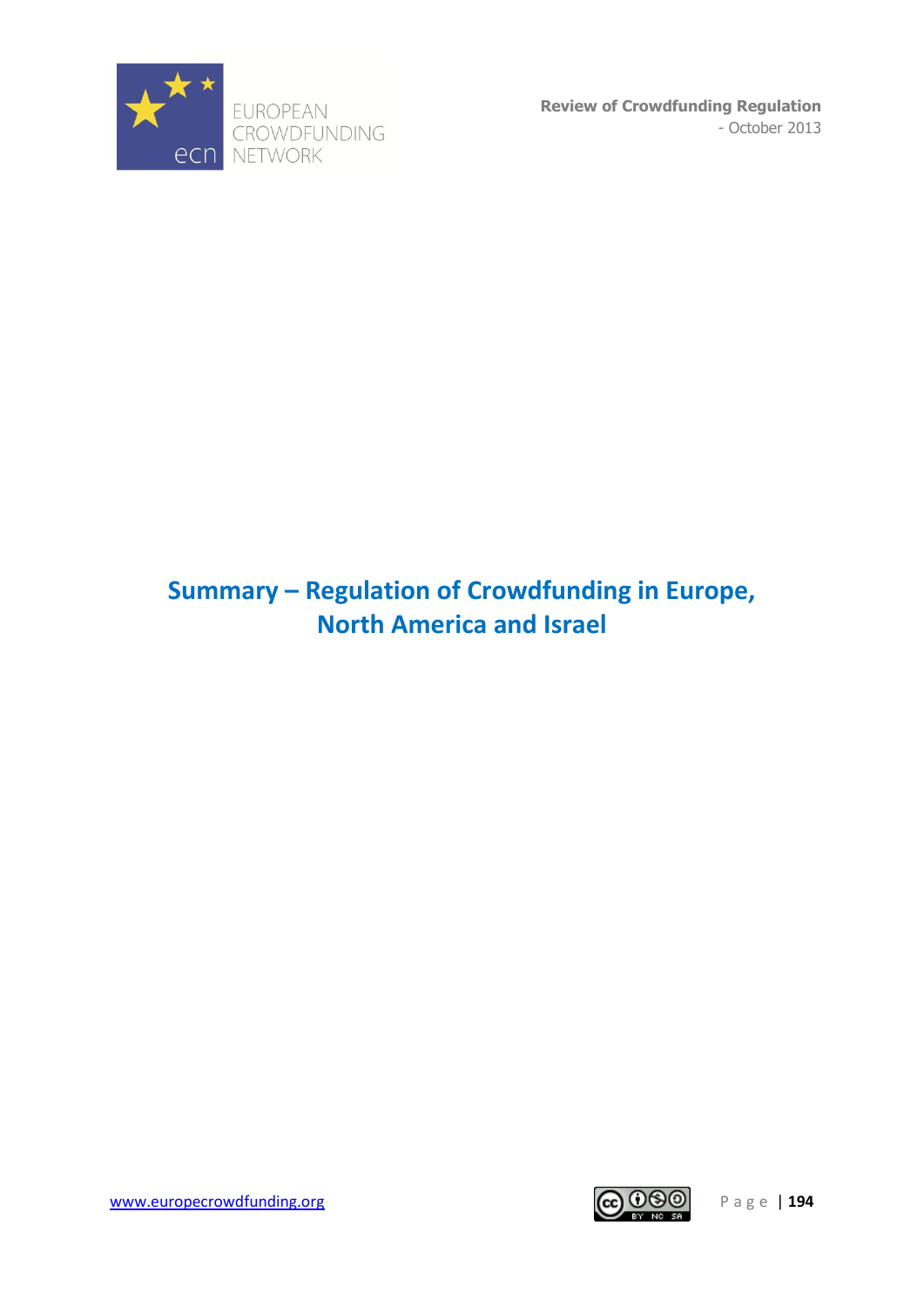# Summary – Regulation of Crowdfunding in Europe, North America and Israel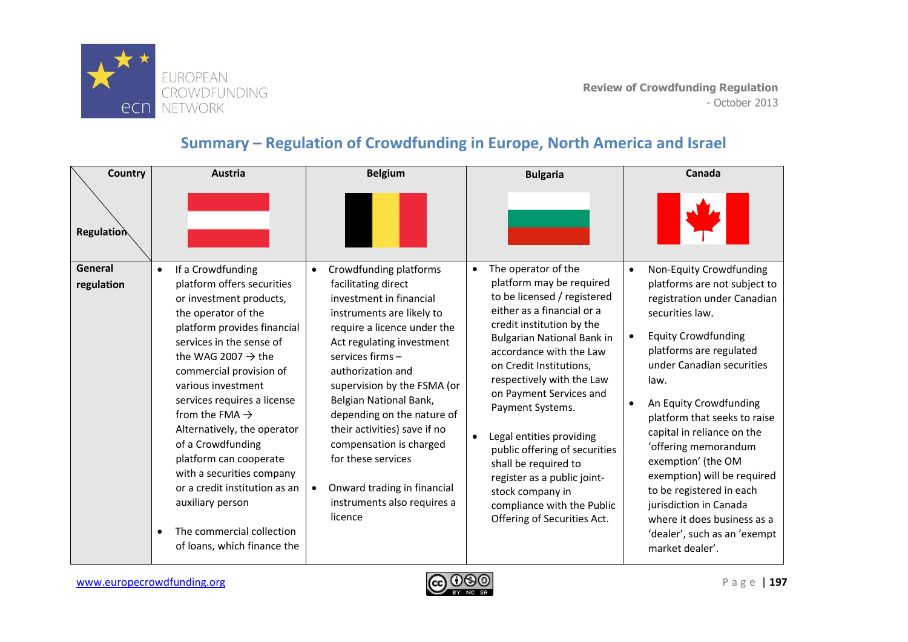## Summary – Regulation of Crowdfunding in Europe, North America and Israel

| Country / Regulation | Austria | Belgium | Bulgaria | Canada |
|---|---|---|---|---|
| **General regulation** | • If a Crowdfunding platform offers securities or investment products, the operator of the platform provides financial services in the sense of the WAG 2007 → the commercial provision of various investment services requires a license from the FMA → Alternatively, the operator of a Crowdfunding platform can cooperate with a securities company or a credit institution as an auxiliary person<br><br>• The commercial collection of loans, which finance the | • Crowdfunding platforms facilitating direct investment in financial instruments are likely to require a licence under the Act regulating investment services firms – authorization and supervision by the FSMA (or Belgian National Bank, depending on the nature of their activities) save if no compensation is charged for these services<br><br>• Onward trading in financial instruments also requires a licence | • The operator of the platform may be required to be licensed / registered either as a financial or a credit institution by the Bulgarian National Bank in accordance with the Law on Credit Institutions, respectively with the Law on Payment Services and Payment Systems.<br><br>• Legal entities providing public offering of securities shall be required to register as a public joint-stock company in compliance with the Public Offering of Securities Act. | • Non-Equity Crowdfunding platforms are not subject to registration under Canadian securities law.<br><br>• Equity Crowdfunding platforms are regulated under Canadian securities law.<br><br>• An Equity Crowdfunding platform that seeks to raise capital in reliance on the 'offering memorandum exemption' (the OM exemption) will be required to be registered in each jurisdiction in Canada where it does business as a 'dealer', such as an 'exempt market dealer'. |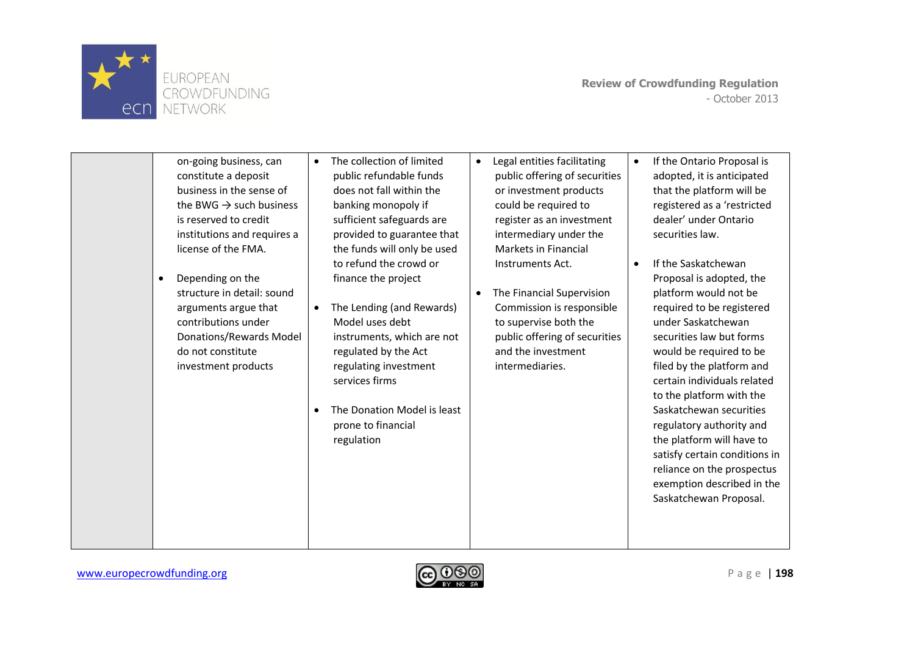| | | | | |
|---|---|---|---|---|
| | on-going business, can constitute a deposit business in the sense of the BWG → such business is reserved to credit institutions and requires a license of the FMA.<br><br>• Depending on the structure in detail: sound arguments argue that contributions under Donations/Rewards Model do not constitute investment products | • The collection of limited public refundable funds does not fall within the banking monopoly if sufficient safeguards are provided to guarantee that the funds will only be used to refund the crowd or finance the project<br><br>• The Lending (and Rewards) Model uses debt instruments, which are not regulated by the Act regulating investment services firms<br><br>• The Donation Model is least prone to financial regulation | • Legal entities facilitating public offering of securities or investment products could be required to register as an investment intermediary under the Markets in Financial Instruments Act.<br><br>• The Financial Supervision Commission is responsible to supervise both the public offering of securities and the investment intermediaries. | • If the Ontario Proposal is adopted, it is anticipated that the platform will be registered as a 'restricted dealer' under Ontario securities law.<br><br>• If the Saskatchewan Proposal is adopted, the platform would not be required to be registered under Saskatchewan securities law but forms would be required to be filed by the platform and certain individuals related to the platform with the Saskatchewan securities regulatory authority and the platform will have to satisfy certain conditions in reliance on the prospectus exemption described in the Saskatchewan Proposal. |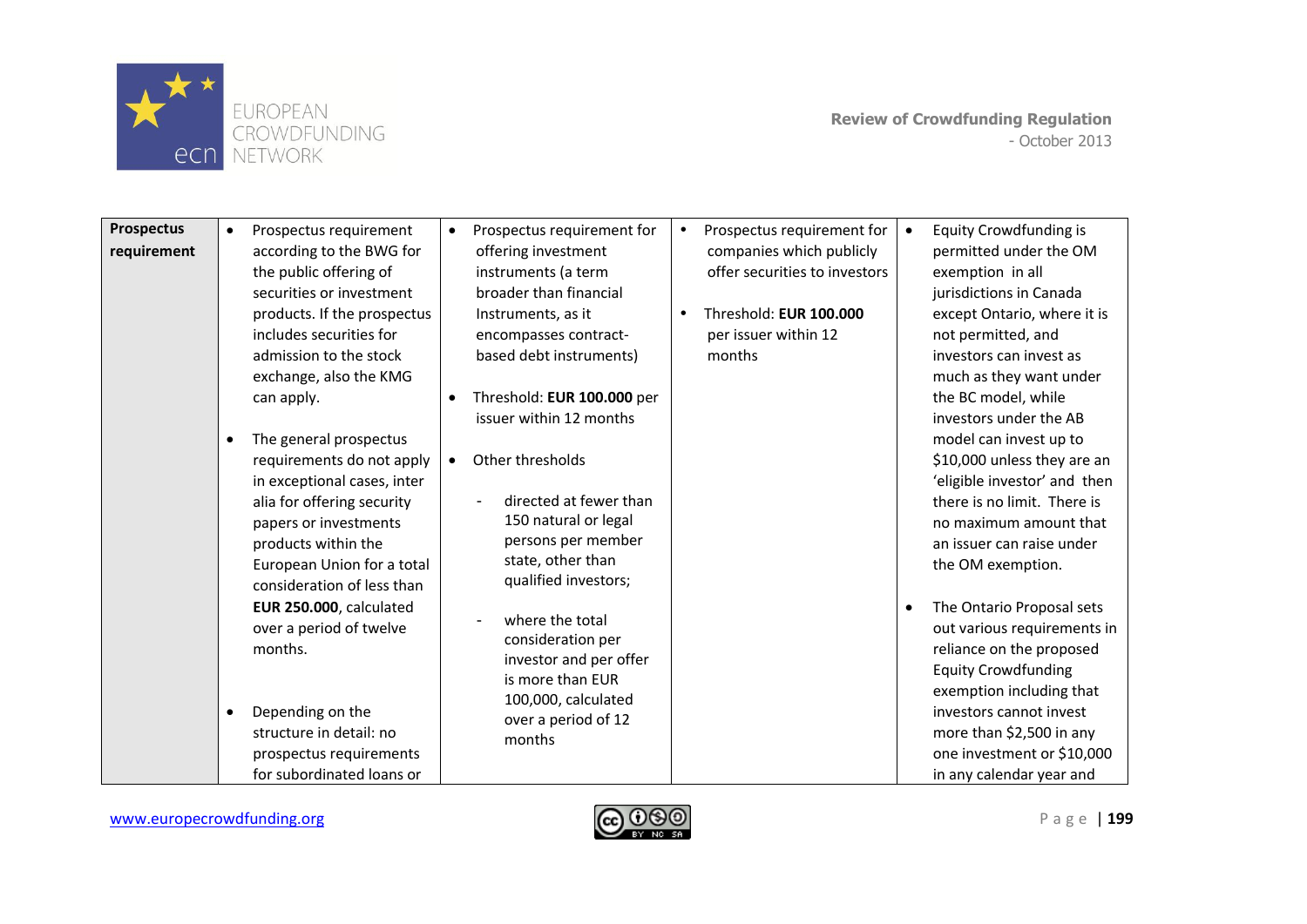| Prospectus requirement | • Prospectus requirement according to the BWG for the public offering of securities or investment products. If the prospectus includes securities for admission to the stock exchange, also the KMG can apply.<br><br>• The general prospectus requirements do not apply in exceptional cases, inter alia for offering security papers or investments products within the European Union for a total consideration of less than **EUR 250.000**, calculated over a period of twelve months.<br><br>• Depending on the structure in detail: no prospectus requirements for subordinated loans or | • Prospectus requirement for offering investment instruments (a term broader than financial Instruments, as it encompasses contract-based debt instruments)<br><br>• Threshold: **EUR 100.000** per issuer within 12 months<br><br>• Other thresholds<br>- directed at fewer than 150 natural or legal persons per member state, other than qualified investors;<br>- where the total consideration per investor and per offer is more than EUR 100,000, calculated over a period of 12 months | • Prospectus requirement for companies which publicly offer securities to investors<br><br>• Threshold: **EUR 100.000** per issuer within 12 months | • Equity Crowdfunding is permitted under the OM exemption in all jurisdictions in Canada except Ontario, where it is not permitted, and investors can invest as much as they want under the BC model, while investors under the AB model can invest up to $10,000 unless they are an 'eligible investor' and then there is no limit. There is no maximum amount that an issuer can raise under the OM exemption.<br><br>• The Ontario Proposal sets out various requirements in reliance on the proposed Equity Crowdfunding exemption including that investors cannot invest more than $2,500 in any one investment or $10,000 in any calendar year and |
|---|---|---|---|---|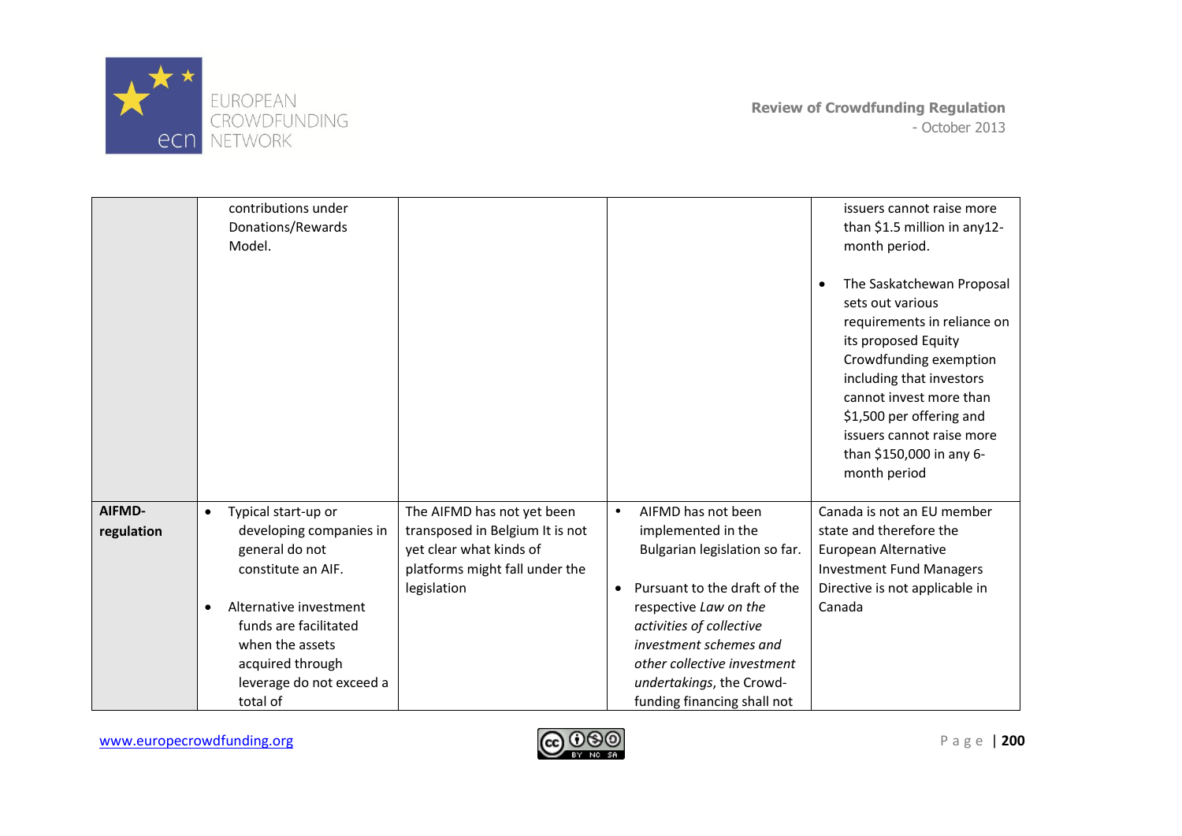| | | | | |
|---|---|---|---|---|
| | contributions under Donations/Rewards Model. | | | issuers cannot raise more than $1.5 million in any12-month period.<br><br>• The Saskatchewan Proposal sets out various requirements in reliance on its proposed Equity Crowdfunding exemption including that investors cannot invest more than $1,500 per offering and issuers cannot raise more than $150,000 in any 6-month period |
| **AIFMD-regulation** | • Typical start-up or developing companies in general do not constitute an AIF.<br><br>• Alternative investment funds are facilitated when the assets acquired through leverage do not exceed a total of | The AIFMD has not yet been transposed in Belgium It is not yet clear what kinds of platforms might fall under the legislation | • AIFMD has not been implemented in the Bulgarian legislation so far.<br><br>• Pursuant to the draft of the respective *Law on the activities of collective investment schemes and other collective investment undertakings*, the Crowd-funding financing shall not | Canada is not an EU member state and therefore the European Alternative Investment Fund Managers Directive is not applicable in Canada |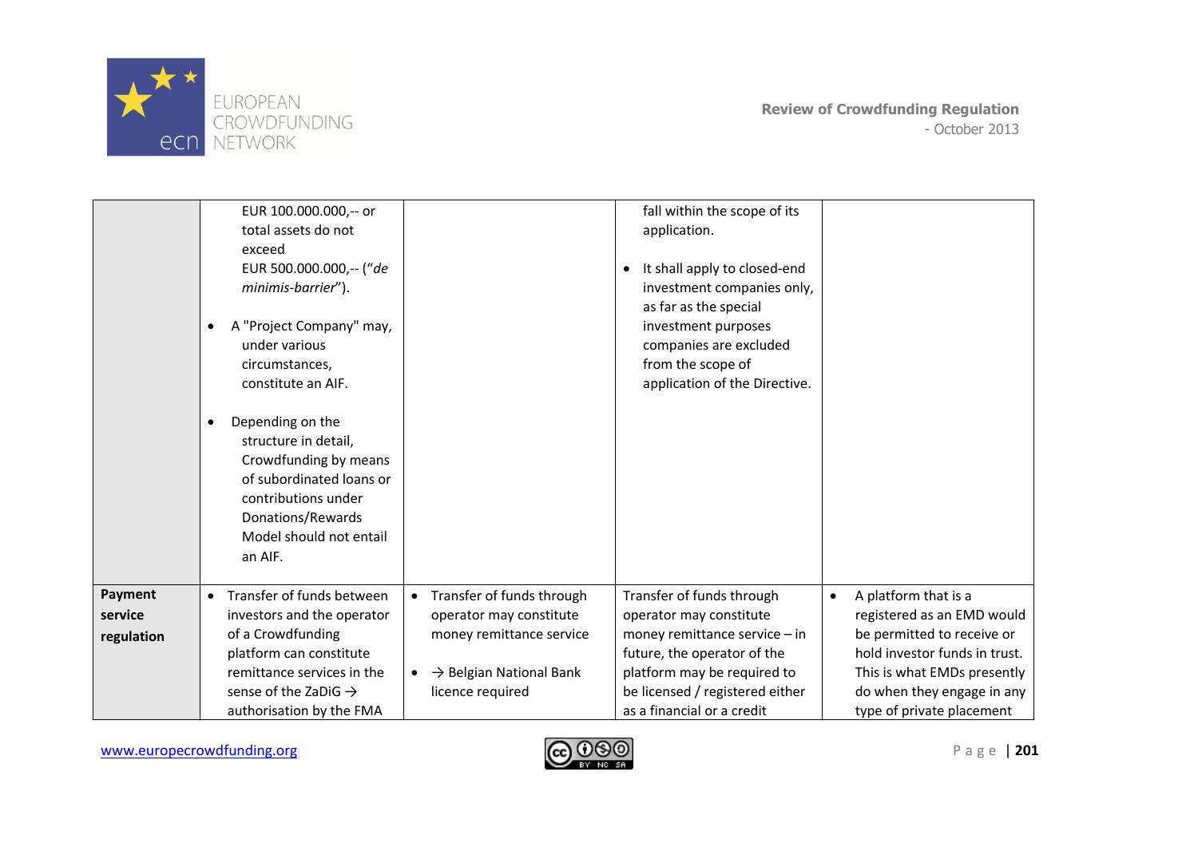| | | | | |
|---|---|---|---|---|
| | EUR 100.000.000,-- or total assets do not exceed EUR 500.000.000,-- ("*de minimis-barrier*").<br><br>• A "Project Company" may, under various circumstances, constitute an AIF.<br><br>• Depending on the structure in detail, Crowdfunding by means of subordinated loans or contributions under Donations/Rewards Model should not entail an AIF. | | fall within the scope of its application.<br><br>• It shall apply to closed-end investment companies only, as far as the special investment purposes companies are excluded from the scope of application of the Directive. | |
| **Payment service regulation** | • Transfer of funds between investors and the operator of a Crowdfunding platform can constitute remittance services in the sense of the ZaDiG → authorisation by the FMA | • Transfer of funds through operator may constitute money remittance service<br><br>• → Belgian National Bank licence required | Transfer of funds through operator may constitute money remittance service – in future, the operator of the platform may be required to be licensed / registered either as a financial or a credit | • A platform that is a registered as an EMD would be permitted to receive or hold investor funds in trust. This is what EMDs presently do when they engage in any type of private placement |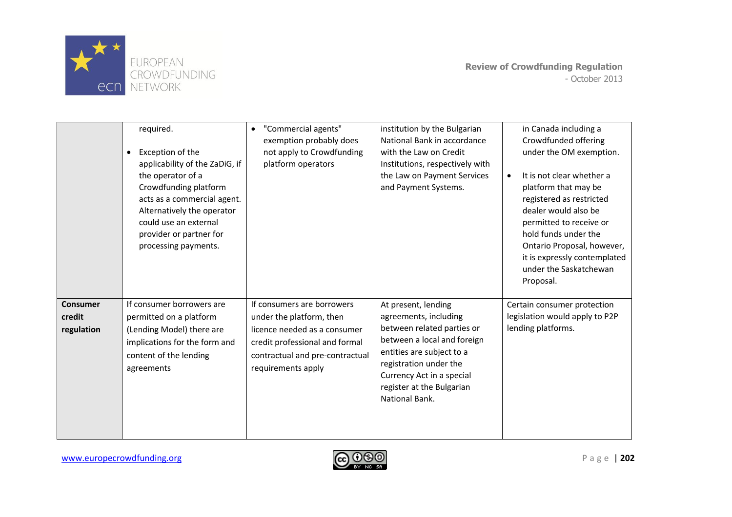| | | | | |
|---|---|---|---|---|
| | required.<br><br>• Exception of the applicability of the ZaDiG, if the operator of a Crowdfunding platform acts as a commercial agent. Alternatively the operator could use an external provider or partner for processing payments. | • "Commercial agents" exemption probably does not apply to Crowdfunding platform operators | institution by the Bulgarian National Bank in accordance with the Law on Credit Institutions, respectively with the Law on Payment Services and Payment Systems. | in Canada including a Crowdfunded offering under the OM exemption.<br><br>• It is not clear whether a platform that may be registered as restricted dealer would also be permitted to receive or hold funds under the Ontario Proposal, however, it is expressly contemplated under the Saskatchewan Proposal. |
| **Consumer credit regulation** | If consumer borrowers are permitted on a platform (Lending Model) there are implications for the form and content of the lending agreements | If consumers are borrowers under the platform, then licence needed as a consumer credit professional and formal contractual and pre-contractual requirements apply | At present, lending agreements, including between related parties or between a local and foreign entities are subject to a registration under the Currency Act in a special register at the Bulgarian National Bank. | Certain consumer protection legislation would apply to P2P lending platforms. |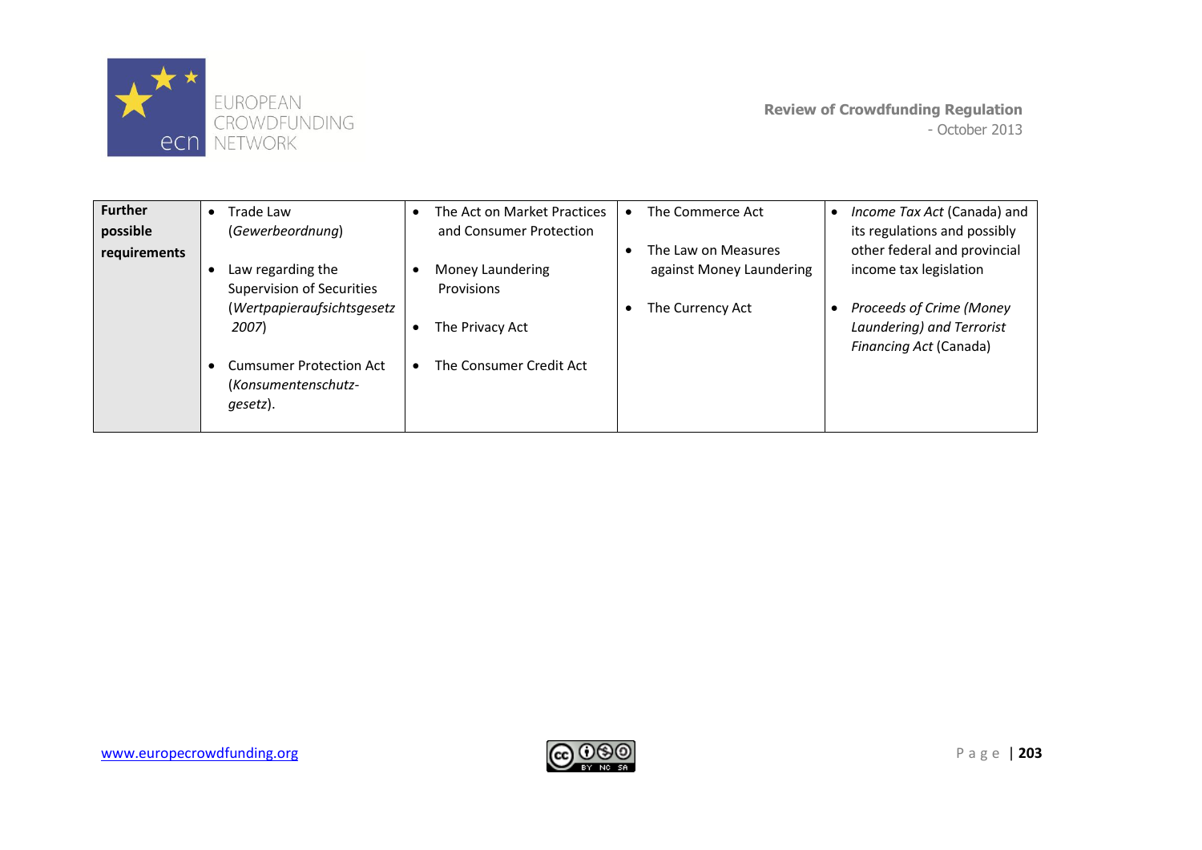| **Further possible requirements** | • Trade Law (*Gewerbeordnung*)<br><br>• Law regarding the Supervision of Securities (*Wertpapieraufsichtsgesetz 2007*)<br><br>• Cumsumer Protection Act (*Konsumentenschutz-gesetz*). | • The Act on Market Practices and Consumer Protection<br><br>• Money Laundering Provisions<br><br>• The Privacy Act<br><br>• The Consumer Credit Act | • The Commerce Act<br><br>• The Law on Measures against Money Laundering<br><br>• The Currency Act | • *Income Tax Act* (Canada) and its regulations and possibly other federal and provincial income tax legislation<br><br>• *Proceeds of Crime (Money Laundering) and Terrorist Financing Act* (Canada) |
|---|---|---|---|---|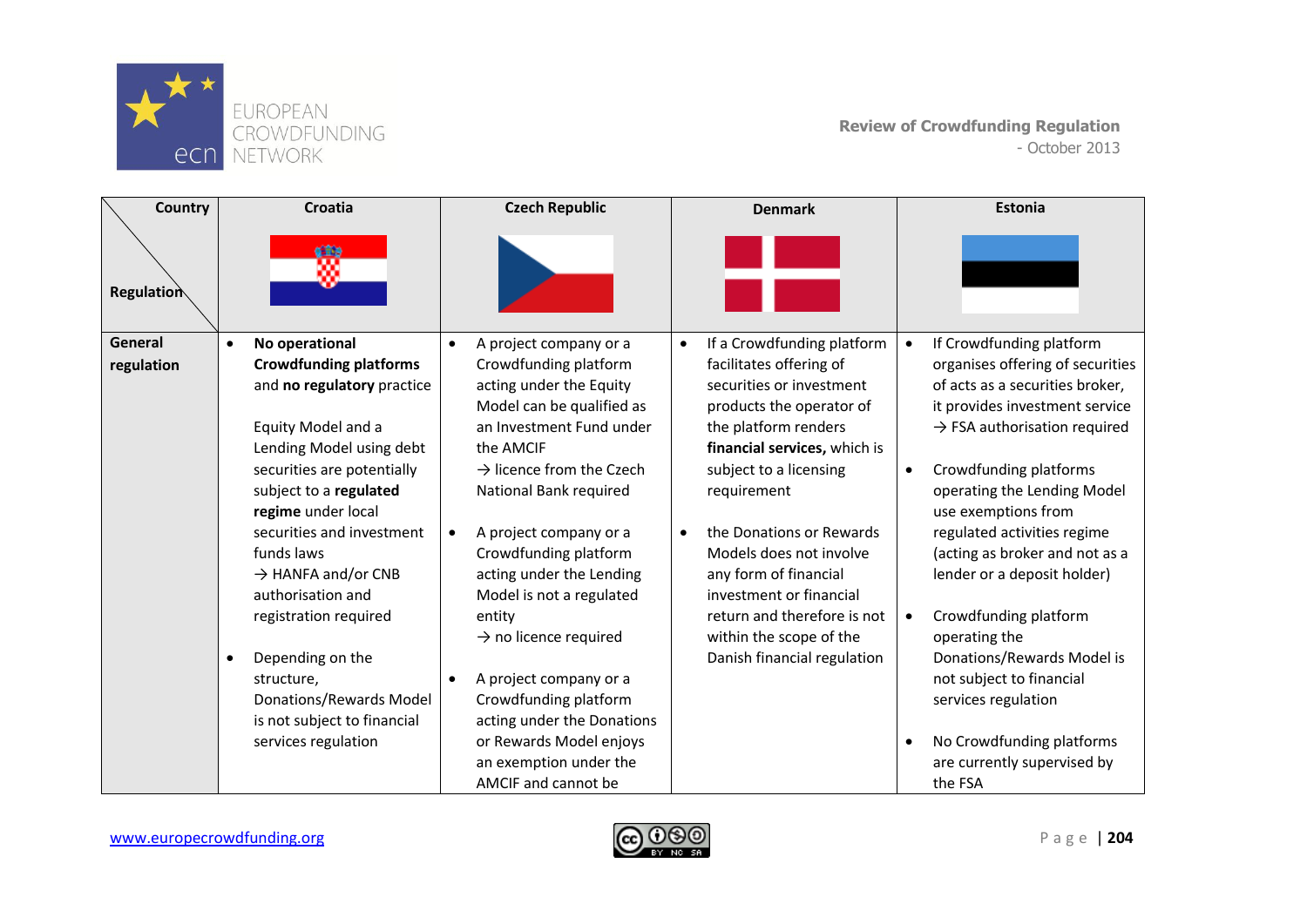| Country / Regulation | Croatia | Czech Republic | Denmark | Estonia |
|---|---|---|---|---|
| **General regulation** | • **No operational Crowdfunding platforms** and **no regulatory** practice<br><br>Equity Model and a Lending Model using debt securities are potentially subject to a **regulated regime** under local securities and investment funds laws<br>→ HANFA and/or CNB authorisation and registration required<br><br>• Depending on the structure, Donations/Rewards Model is not subject to financial services regulation | • A project company or a Crowdfunding platform acting under the Equity Model can be qualified as an Investment Fund under the AMCIF<br>→ licence from the Czech National Bank required<br><br>• A project company or a Crowdfunding platform acting under the Lending Model is not a regulated entity<br>→ no licence required<br><br>• A project company or a Crowdfunding platform acting under the Donations or Rewards Model enjoys an exemption under the AMCIF and cannot be | • If a Crowdfunding platform facilitates offering of securities or investment products the operator of the platform renders **financial services,** which is subject to a licensing requirement<br><br>• the Donations or Rewards Models does not involve any form of financial investment or financial return and therefore is not within the scope of the Danish financial regulation | • If Crowdfunding platform organises offering of securities of acts as a securities broker, it provides investment service<br>→ FSA authorisation required<br><br>• Crowdfunding platforms operating the Lending Model use exemptions from regulated activities regime (acting as broker and not as a lender or a deposit holder)<br><br>• Crowdfunding platform operating the Donations/Rewards Model is not subject to financial services regulation<br><br>• No Crowdfunding platforms are currently supervised by the FSA |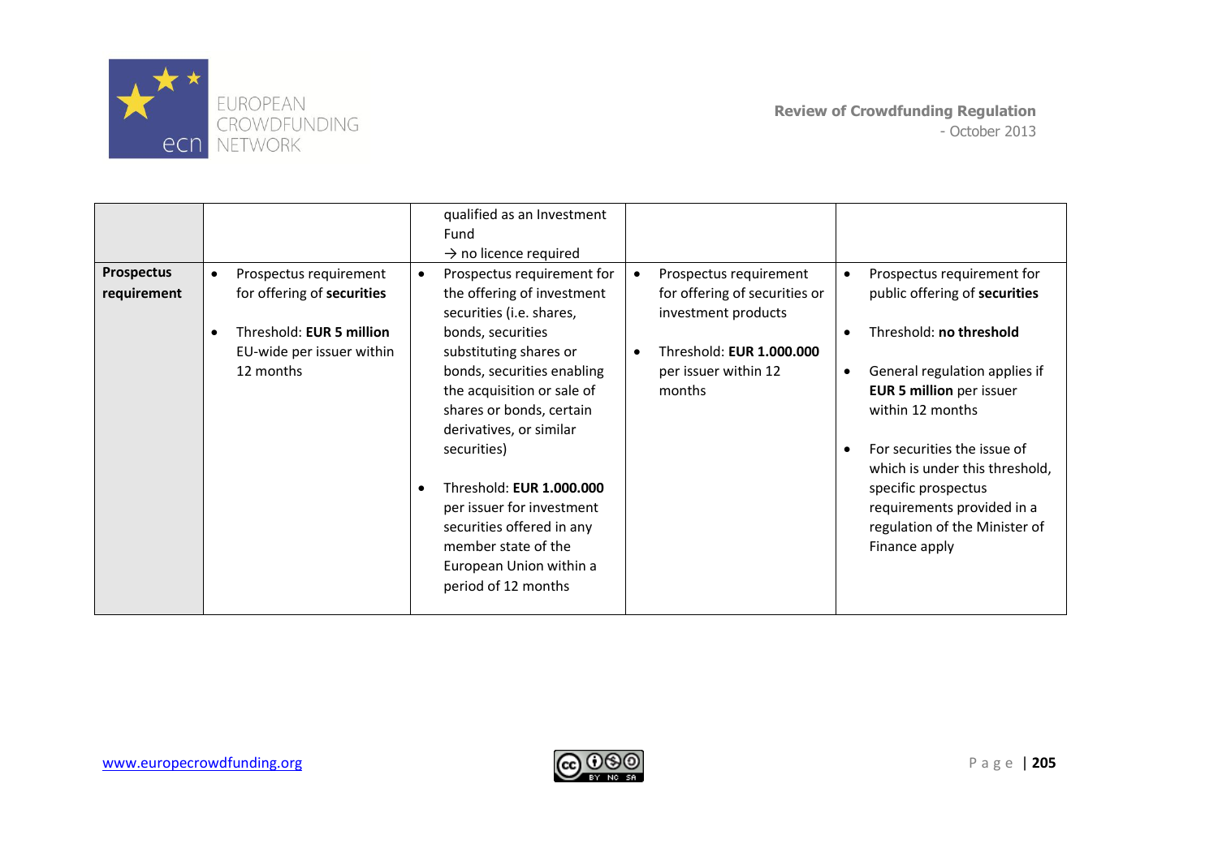| | | | | |
|---|---|---|---|---|
| | | qualified as an Investment Fund<br>→ no licence required | | |
| **Prospectus requirement** | • Prospectus requirement for offering of **securities**<br>• Threshold: **EUR 5 million** EU-wide per issuer within 12 months | • Prospectus requirement for the offering of investment securities (i.e. shares, bonds, securities substituting shares or bonds, securities enabling the acquisition or sale of shares or bonds, certain derivatives, or similar securities)<br>• Threshold: **EUR 1.000.000** per issuer for investment securities offered in any member state of the European Union within a period of 12 months | • Prospectus requirement for offering of securities or investment products<br>• Threshold: **EUR 1.000.000** per issuer within 12 months | • Prospectus requirement for public offering of **securities**<br>• Threshold: **no threshold**<br>• General regulation applies if **EUR 5 million** per issuer within 12 months<br>• For securities the issue of which is under this threshold, specific prospectus requirements provided in a regulation of the Minister of Finance apply |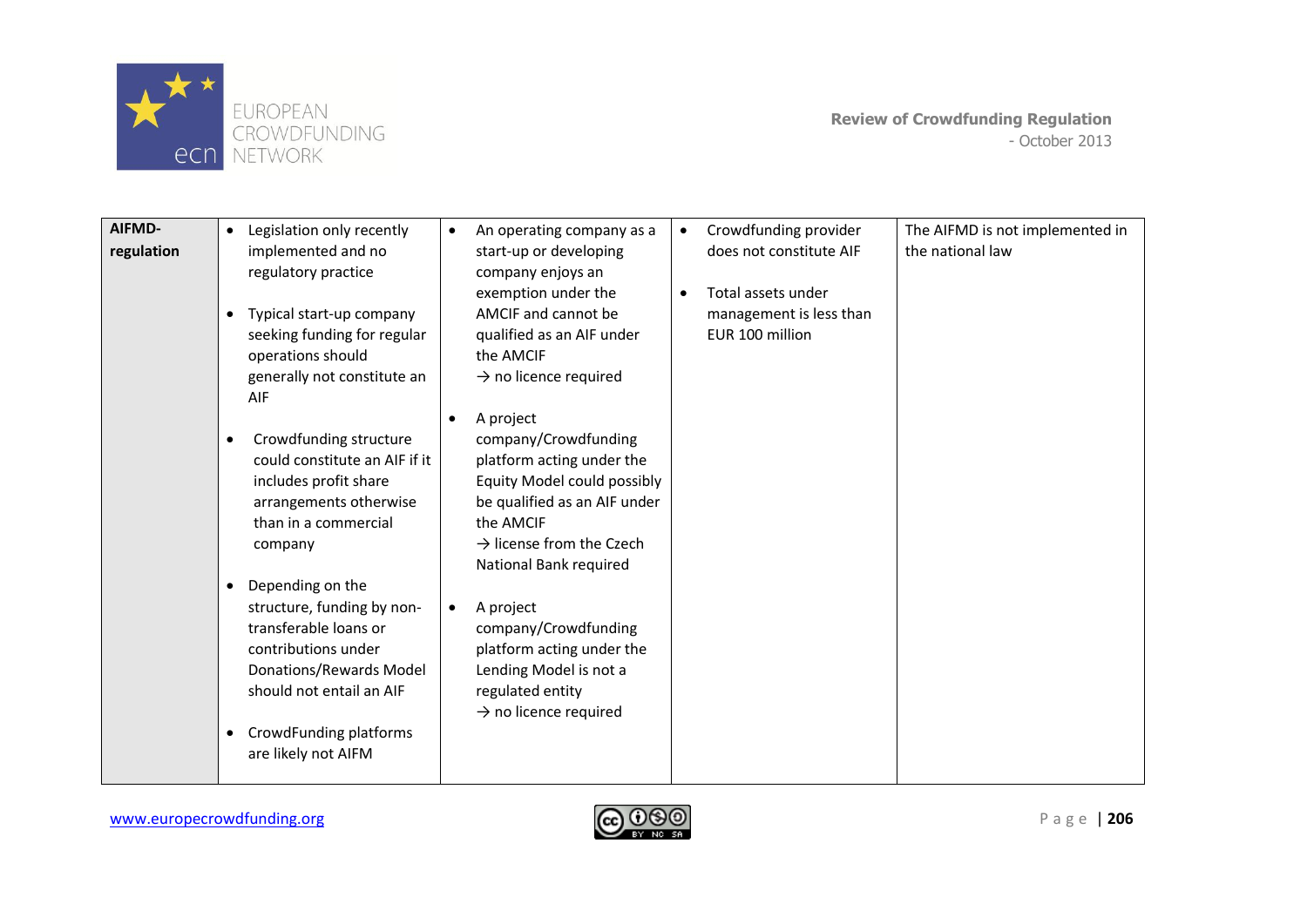| AIFMD-regulation | • Legislation only recently implemented and no regulatory practice<br><br>• Typical start-up company seeking funding for regular operations should generally not constitute an AIF<br><br>• Crowdfunding structure could constitute an AIF if it includes profit share arrangements otherwise than in a commercial company<br><br>• Depending on the structure, funding by non-transferable loans or contributions under Donations/Rewards Model should not entail an AIF<br><br>• CrowdFunding platforms are likely not AIFM | • An operating company as a start-up or developing company enjoys an exemption under the AMCIF and cannot be qualified as an AIF under the AMCIF<br>→ no licence required<br><br>• A project company/Crowdfunding platform acting under the Equity Model could possibly be qualified as an AIF under the AMCIF<br>→ license from the Czech National Bank required<br><br>• A project company/Crowdfunding platform acting under the Lending Model is not a regulated entity<br>→ no licence required | • Crowdfunding provider does not constitute AIF<br><br>• Total assets under management is less than EUR 100 million | The AIFMD is not implemented in the national law |
|---|---|---|---|---|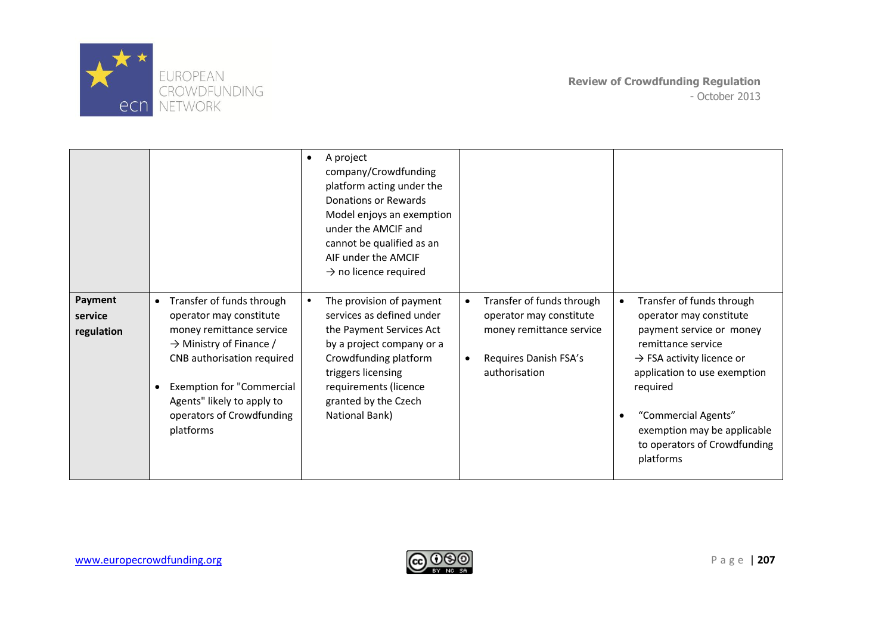| | | | | |
|---|---|---|---|---|
| | | • A project company/Crowdfunding platform acting under the Donations or Rewards Model enjoys an exemption under the AMCIF and cannot be qualified as an AIF under the AMCIF → no licence required | | |
| **Payment service regulation** | • Transfer of funds through operator may constitute money remittance service → Ministry of Finance / CNB authorisation required<br><br>• Exemption for "Commercial Agents" likely to apply to operators of Crowdfunding platforms | • The provision of payment services as defined under the Payment Services Act by a project company or a Crowdfunding platform triggers licensing requirements (licence granted by the Czech National Bank) | • Transfer of funds through operator may constitute money remittance service<br><br>• Requires Danish FSA's authorisation | • Transfer of funds through operator may constitute payment service or money remittance service → FSA activity licence or application to use exemption required<br><br>• "Commercial Agents" exemption may be applicable to operators of Crowdfunding platforms |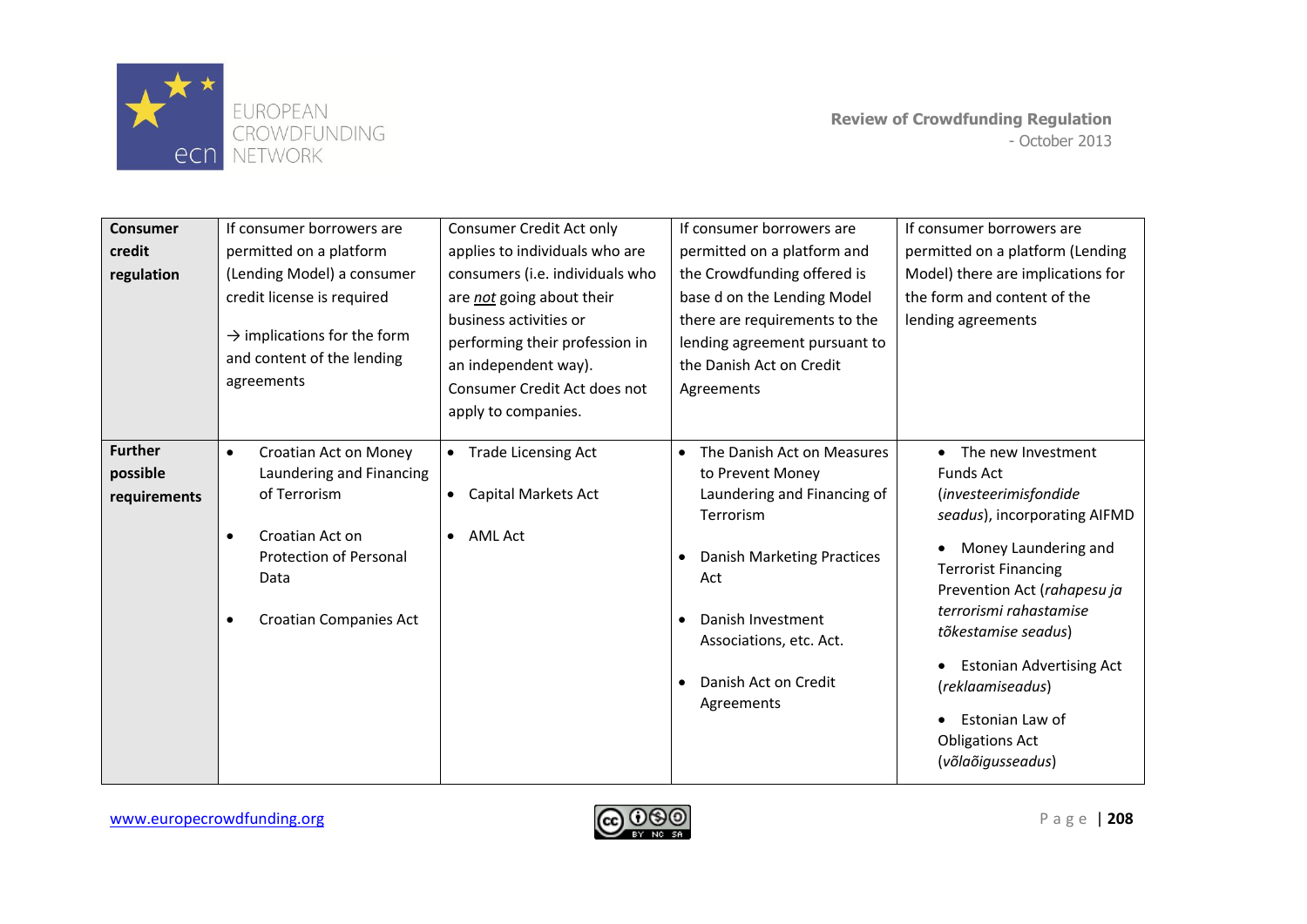| **Consumer credit regulation** | If consumer borrowers are permitted on a platform (Lending Model) a consumer credit license is required<br><br>→ implications for the form and content of the lending agreements | Consumer Credit Act only applies to individuals who are consumers (i.e. individuals who are *not* going about their business activities or performing their profession in an independent way). Consumer Credit Act does not apply to companies. | If consumer borrowers are permitted on a platform and the Crowdfunding offered is base d on the Lending Model there are requirements to the lending agreement pursuant to the Danish Act on Credit Agreements | If consumer borrowers are permitted on a platform (Lending Model) there are implications for the form and content of the lending agreements |
|---|---|---|---|---|
| **Further possible requirements** | • Croatian Act on Money Laundering and Financing of Terrorism<br><br>• Croatian Act on Protection of Personal Data<br><br>• Croatian Companies Act | • Trade Licensing Act<br><br>• Capital Markets Act<br><br>• AML Act | • The Danish Act on Measures to Prevent Money Laundering and Financing of Terrorism<br><br>• Danish Marketing Practices Act<br><br>• Danish Investment Associations, etc. Act.<br><br>• Danish Act on Credit Agreements | • The new Investment Funds Act (*investeerimisfondide seadus*), incorporating AIFMD<br><br>• Money Laundering and Terrorist Financing Prevention Act (*rahapesu ja terrorismi rahastamise tõkestamise seadus*)<br><br>• Estonian Advertising Act (*reklaamiseadus*)<br><br>• Estonian Law of Obligations Act (*võlaõigusseadus*) |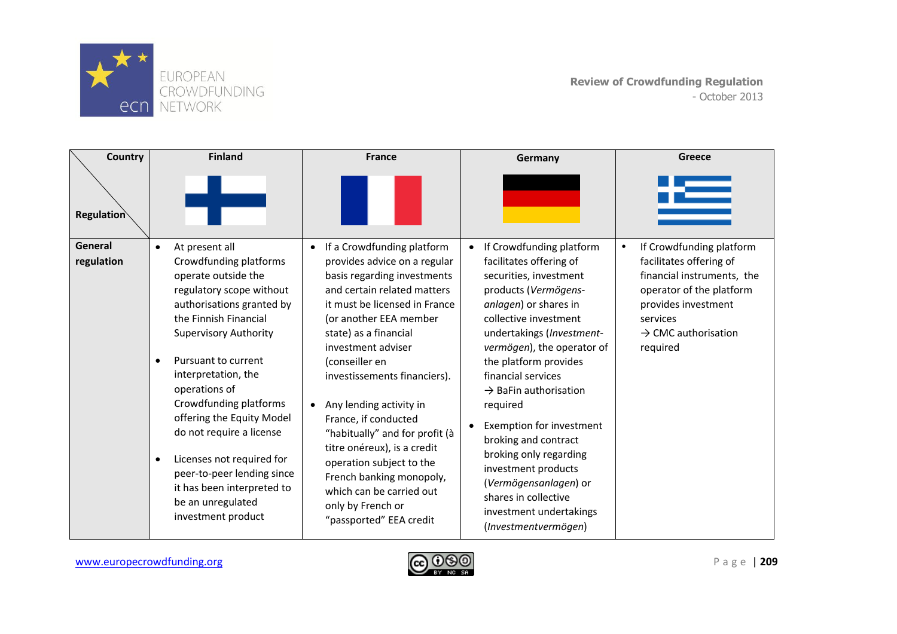| Country / Regulation | Finland | France | Germany | Greece |
|---|---|---|---|---|
| **General regulation** | • At present all Crowdfunding platforms operate outside the regulatory scope without authorisations granted by the Finnish Financial Supervisory Authority<br><br>• Pursuant to current interpretation, the operations of Crowdfunding platforms offering the Equity Model do not require a license<br><br>• Licenses not required for peer-to-peer lending since it has been interpreted to be an unregulated investment product | • If a Crowdfunding platform provides advice on a regular basis regarding investments and certain related matters it must be licensed in France (or another EEA member state) as a financial investment adviser (conseiller en investissements financiers).<br><br>• Any lending activity in France, if conducted "habitually" and for profit (à titre onéreux), is a credit operation subject to the French banking monopoly, which can be carried out only by French or "passported" EEA credit | • If Crowdfunding platform facilitates offering of securities, investment products (*Vermögens-anlagen*) or shares in collective investment undertakings (*Investment-vermögen*), the operator of the platform provides financial services → BaFin authorisation required<br><br>• Exemption for investment broking and contract broking only regarding investment products (*Vermögensanlagen*) or shares in collective investment undertakings (*Investmentvermögen*) | • If Crowdfunding platform facilitates offering of financial instruments, the operator of the platform provides investment services → CMC authorisation required |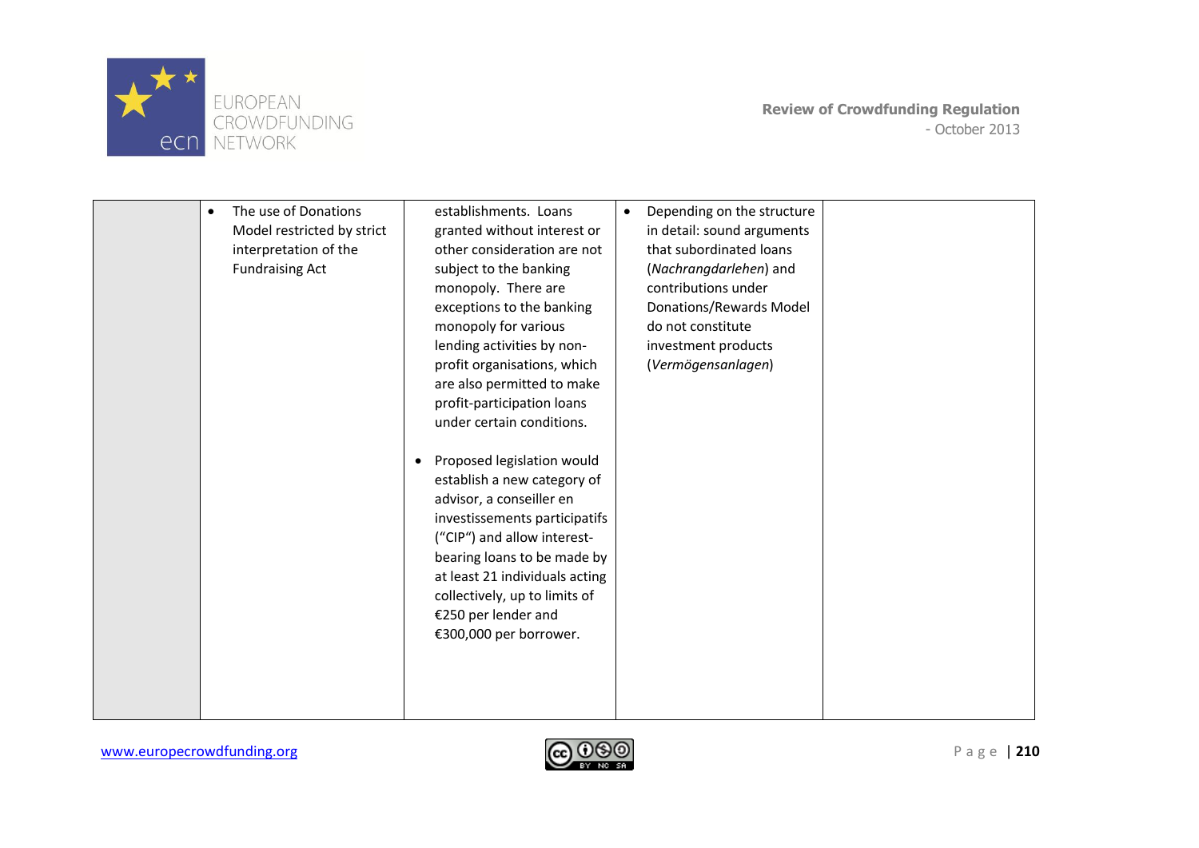|  |  |  |  |  |
|---|---|---|---|---|
|  | • The use of Donations Model restricted by strict interpretation of the Fundraising Act | establishments. Loans granted without interest or other consideration are not subject to the banking monopoly. There are exceptions to the banking monopoly for various lending activities by non-profit organisations, which are also permitted to make profit-participation loans under certain conditions.<br><br>• Proposed legislation would establish a new category of advisor, a conseiller en investissements participatifs ("CIP") and allow interest-bearing loans to be made by at least 21 individuals acting collectively, up to limits of €250 per lender and €300,000 per borrower. | • Depending on the structure in detail: sound arguments that subordinated loans (*Nachrangdarlehen*) and contributions under Donations/Rewards Model do not constitute investment products (*Vermögensanlagen*) |  |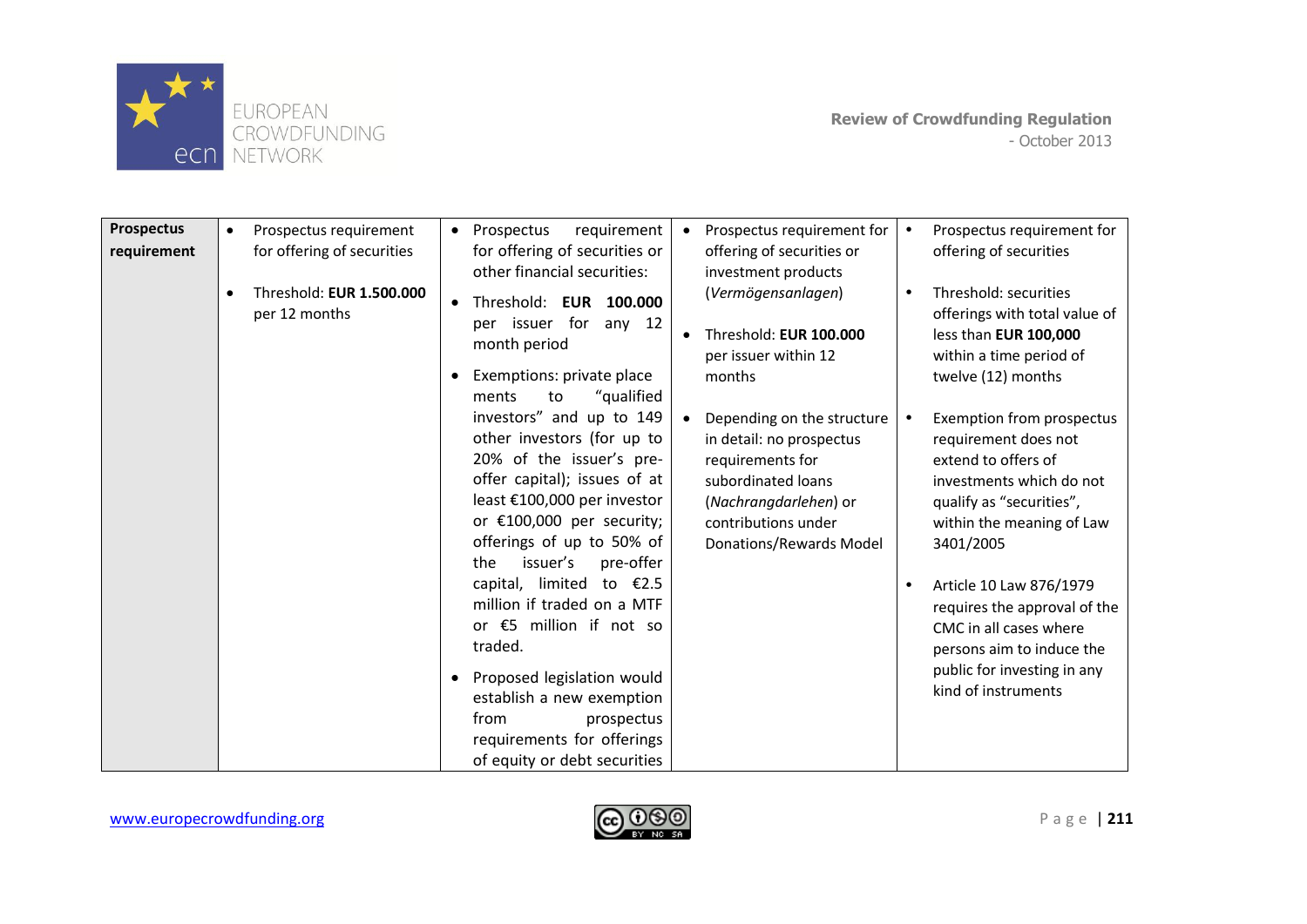| Prospectus requirement | • Prospectus requirement for offering of securities<br><br>• Threshold: **EUR 1.500.000** per 12 months | • Prospectus requirement for offering of securities or other financial securities:<br><br>• Threshold: **EUR 100.000** per issuer for any 12 month period<br><br>• Exemptions: private place ments to "qualified investors" and up to 149 other investors (for up to 20% of the issuer's pre-offer capital); issues of at least €100,000 per investor or €100,000 per security; offerings of up to 50% of the issuer's pre-offer capital, limited to €2.5 million if traded on a MTF or €5 million if not so traded.<br><br>• Proposed legislation would establish a new exemption from prospectus requirements for offerings of equity or debt securities | • Prospectus requirement for offering of securities or investment products (*Vermögensanlagen*)<br><br>• Threshold: **EUR 100.000** per issuer within 12 months<br><br>• Depending on the structure in detail: no prospectus requirements for subordinated loans (*Nachrangdarlehen*) or contributions under Donations/Rewards Model | • Prospectus requirement for offering of securities<br><br>• Threshold: securities offerings with total value of less than **EUR 100,000** within a time period of twelve (12) months<br><br>• Exemption from prospectus requirement does not extend to offers of investments which do not qualify as "securities", within the meaning of Law 3401/2005<br><br>• Article 10 Law 876/1979 requires the approval of the CMC in all cases where persons aim to induce the public for investing in any kind of instruments |
|---|---|---|---|---|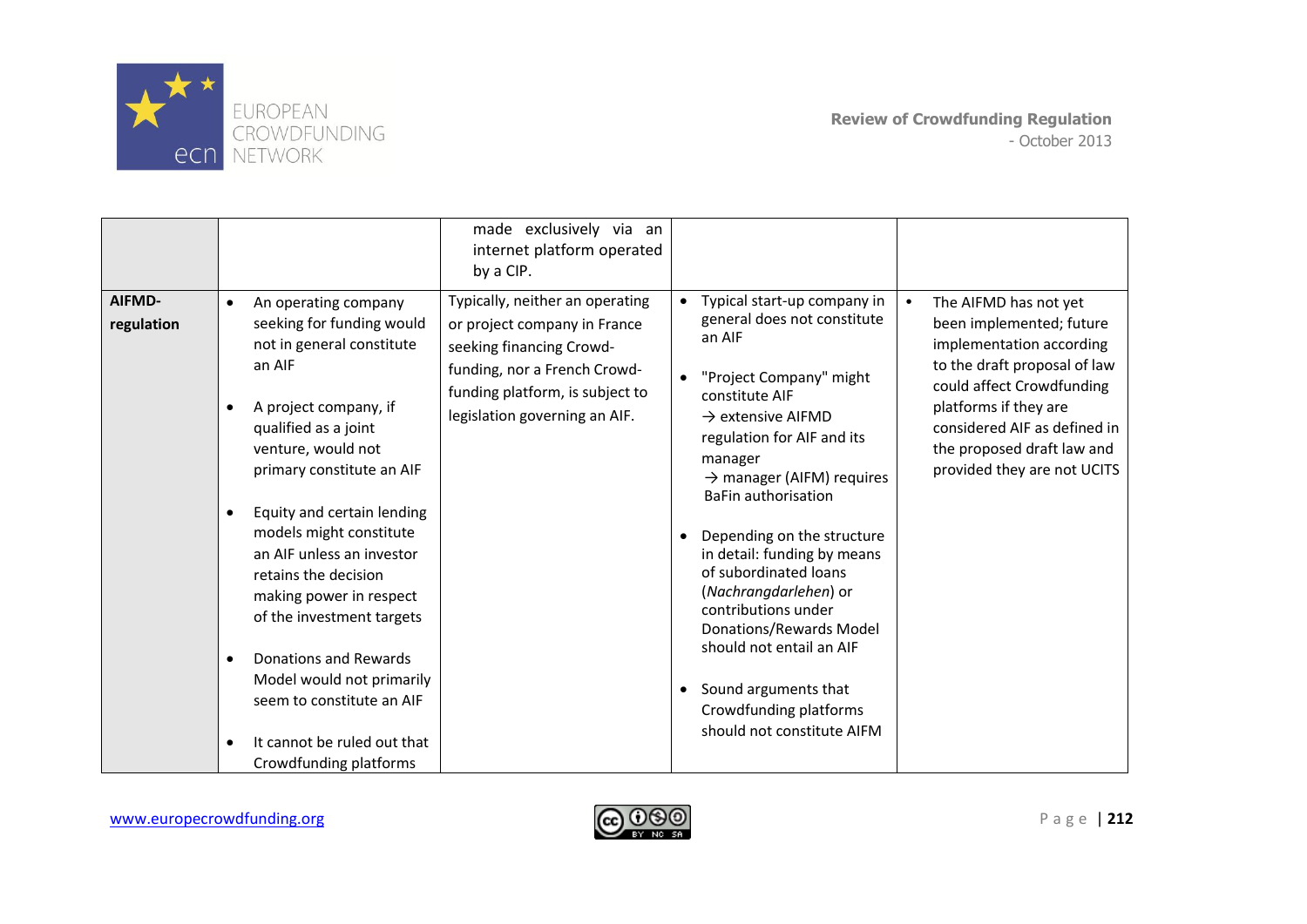| | | | | |
|---|---|---|---|---|
| | | made exclusively via an internet platform operated by a CIP. | | |
| **AIFMD-regulation** | • An operating company seeking for funding would not in general constitute an AIF<br><br>• A project company, if qualified as a joint venture, would not primary constitute an AIF<br><br>• Equity and certain lending models might constitute an AIF unless an investor retains the decision making power in respect of the investment targets<br><br>• Donations and Rewards Model would not primarily seem to constitute an AIF<br><br>• It cannot be ruled out that Crowdfunding platforms | Typically, neither an operating or project company in France seeking financing Crowd-funding, nor a French Crowd-funding platform, is subject to legislation governing an AIF. | • Typical start-up company in general does not constitute an AIF<br><br>• "Project Company" might constitute AIF<br>→ extensive AIFMD regulation for AIF and its manager<br>→ manager (AIFM) requires BaFin authorisation<br><br>• Depending on the structure in detail: funding by means of subordinated loans (*Nachrangdarlehen*) or contributions under Donations/Rewards Model should not entail an AIF<br><br>• Sound arguments that Crowdfunding platforms should not constitute AIFM | • The AIFMD has not yet been implemented; future implementation according to the draft proposal of law could affect Crowdfunding platforms if they are considered AIF as defined in the proposed draft law and provided they are not UCITS |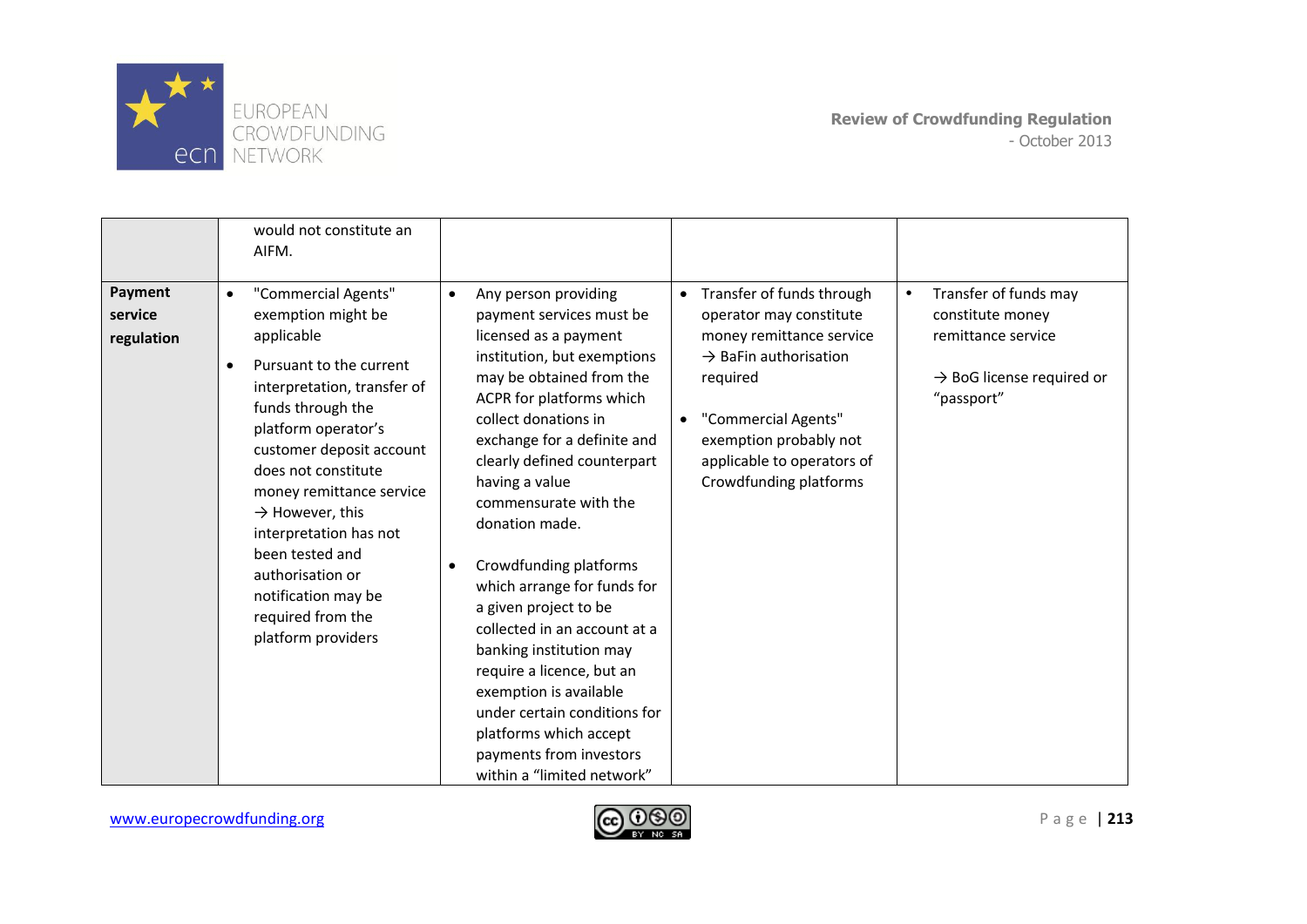| | | | | |
|---|---|---|---|---|
| | would not constitute an AIFM. | | | |
| **Payment service regulation** | • "Commercial Agents" exemption might be applicable<br>• Pursuant to the current interpretation, transfer of funds through the platform operator's customer deposit account does not constitute money remittance service → However, this interpretation has not been tested and authorisation or notification may be required from the platform providers | • Any person providing payment services must be licensed as a payment institution, but exemptions may be obtained from the ACPR for platforms which collect donations in exchange for a definite and clearly defined counterpart having a value commensurate with the donation made.<br>• Crowdfunding platforms which arrange for funds for a given project to be collected in an account at a banking institution may require a licence, but an exemption is available under certain conditions for platforms which accept payments from investors within a "limited network" | • Transfer of funds through operator may constitute money remittance service → BaFin authorisation required<br>• "Commercial Agents" exemption probably not applicable to operators of Crowdfunding platforms | • Transfer of funds may constitute money remittance service<br>→ BoG license required or "passport" |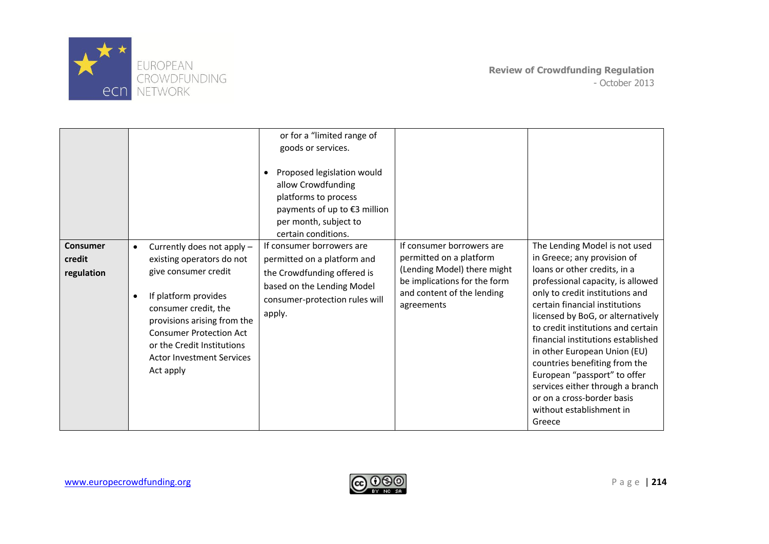| | | | | |
|---|---|---|---|---|
| | | or for a "limited range of goods or services.<br><br>• Proposed legislation would allow Crowdfunding platforms to process payments of up to €3 million per month, subject to certain conditions. | | |
| **Consumer credit regulation** | • Currently does not apply – existing operators do not give consumer credit<br><br>• If platform provides consumer credit, the provisions arising from the Consumer Protection Act or the Credit Institutions Actor Investment Services Act apply | If consumer borrowers are permitted on a platform and the Crowdfunding offered is based on the Lending Model consumer-protection rules will apply. | If consumer borrowers are permitted on a platform (Lending Model) there might be implications for the form and content of the lending agreements | The Lending Model is not used in Greece; any provision of loans or other credits, in a professional capacity, is allowed only to credit institutions and certain financial institutions licensed by BoG, or alternatively to credit institutions and certain financial institutions established in other European Union (EU) countries benefiting from the European "passport" to offer services either through a branch or on a cross-border basis without establishment in Greece |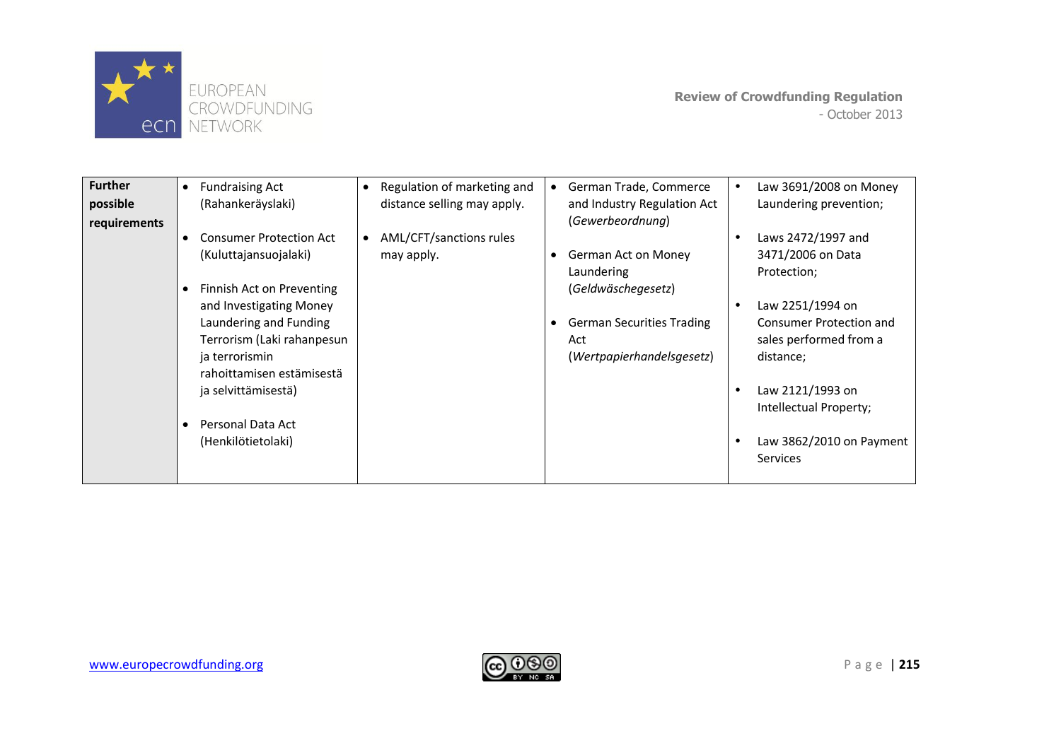| Further possible requirements | • Fundraising Act (Rahankeräyslaki)<br>• Consumer Protection Act (Kuluttajansuojalaki)<br>• Finnish Act on Preventing and Investigating Money Laundering and Funding Terrorism (Laki rahanpesun ja terrorismin rahoittamisen estämisestä ja selvittämisestä)<br>• Personal Data Act (Henkilötietolaki) | • Regulation of marketing and distance selling may apply.<br>• AML/CFT/sanctions rules may apply. | • German Trade, Commerce and Industry Regulation Act (*Gewerbeordnung*)<br>• German Act on Money Laundering (*Geldwäschegesetz*)<br>• German Securities Trading Act (*Wertpapierhandelsgesetz*) | • Law 3691/2008 on Money Laundering prevention;<br>• Laws 2472/1997 and 3471/2006 on Data Protection;<br>• Law 2251/1994 on Consumer Protection and sales performed from a distance;<br>• Law 2121/1993 on Intellectual Property;<br>• Law 3862/2010 on Payment Services |
|---|---|---|---|---|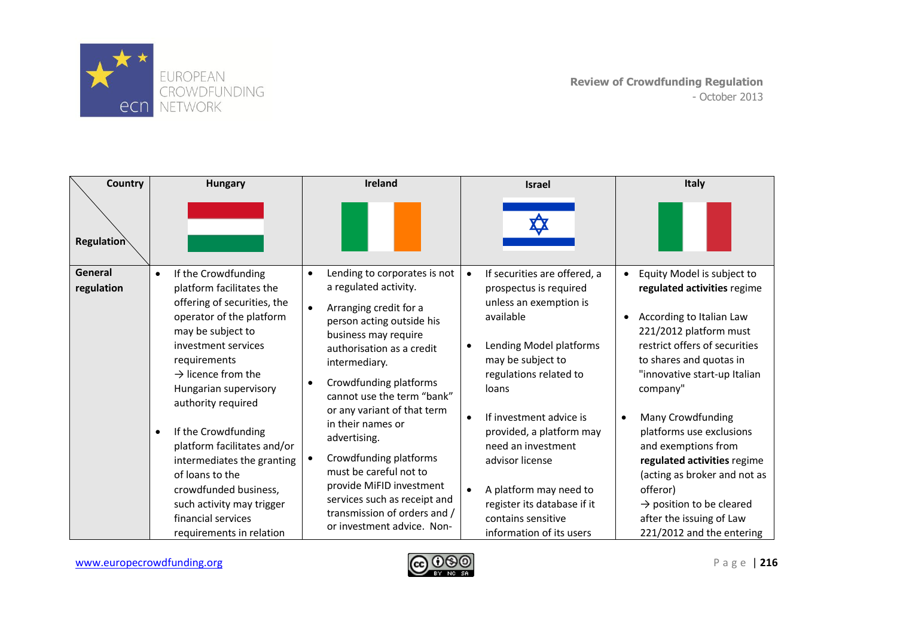| Country / Regulation | Hungary | Ireland | Israel | Italy |
|---|---|---|---|---|
| **General regulation** | • If the Crowdfunding platform facilitates the offering of securities, the operator of the platform may be subject to investment services requirements → licence from the Hungarian supervisory authority required<br><br>• If the Crowdfunding platform facilitates and/or intermediates the granting of loans to the crowdfunded business, such activity may trigger financial services requirements in relation | • Lending to corporates is not a regulated activity.<br><br>• Arranging credit for a person acting outside his business may require authorisation as a credit intermediary.<br><br>• Crowdfunding platforms cannot use the term "bank" or any variant of that term in their names or advertising.<br><br>• Crowdfunding platforms must be careful not to provide MiFID investment services such as receipt and transmission of orders and / or investment advice. Non- | • If securities are offered, a prospectus is required unless an exemption is available<br><br>• Lending Model platforms may be subject to regulations related to loans<br><br>• If investment advice is provided, a platform may need an investment advisor license<br><br>• A platform may need to register its database if it contains sensitive information of its users | • Equity Model is subject to **regulated activities** regime<br><br>• According to Italian Law 221/2012 platform must restrict offers of securities to shares and quotas in "innovative start-up Italian company"<br><br>• Many Crowdfunding platforms use exclusions and exemptions from **regulated activities** regime (acting as broker and not as offeror) → position to be cleared after the issuing of Law 221/2012 and the entering |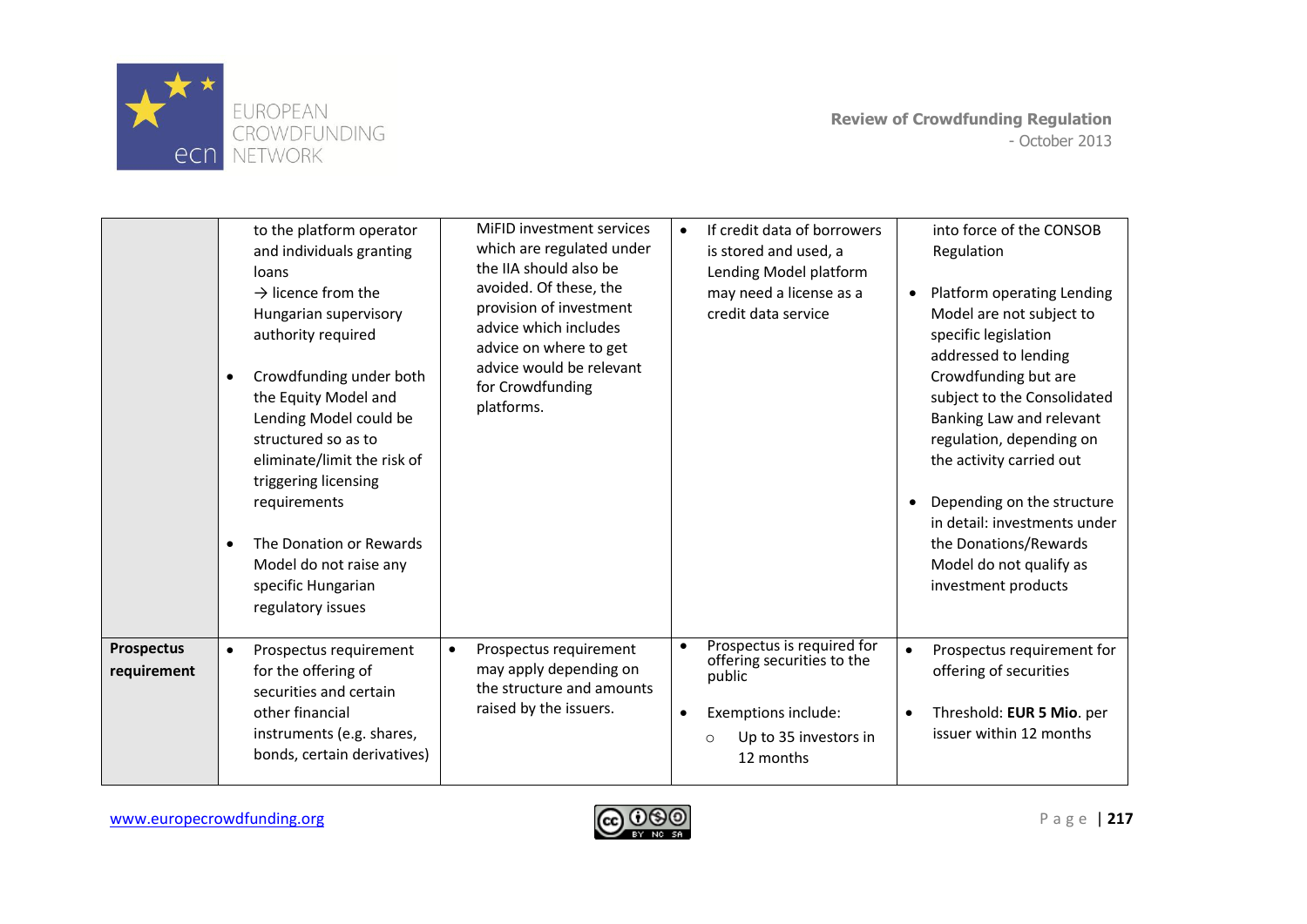| | | | | |
|---|---|---|---|---|
| | to the platform operator and individuals granting loans<br>→ licence from the Hungarian supervisory authority required<br><br>• Crowdfunding under both the Equity Model and Lending Model could be structured so as to eliminate/limit the risk of triggering licensing requirements<br><br>• The Donation or Rewards Model do not raise any specific Hungarian regulatory issues | MiFID investment services which are regulated under the IIA should also be avoided. Of these, the provision of investment advice which includes advice on where to get advice would be relevant for Crowdfunding platforms. | • If credit data of borrowers is stored and used, a Lending Model platform may need a license as a credit data service | into force of the CONSOB Regulation<br><br>• Platform operating Lending Model are not subject to specific legislation addressed to lending Crowdfunding but are subject to the Consolidated Banking Law and relevant regulation, depending on the activity carried out<br><br>• Depending on the structure in detail: investments under the Donations/Rewards Model do not qualify as investment products |
| **Prospectus requirement** | • Prospectus requirement for the offering of securities and certain other financial instruments (e.g. shares, bonds, certain derivatives) | • Prospectus requirement may apply depending on the structure and amounts raised by the issuers. | • Prospectus is required for offering securities to the public<br><br>• Exemptions include:<br>  ○ Up to 35 investors in 12 months | • Prospectus requirement for offering of securities<br><br>• Threshold: **EUR 5 Mio**. per issuer within 12 months |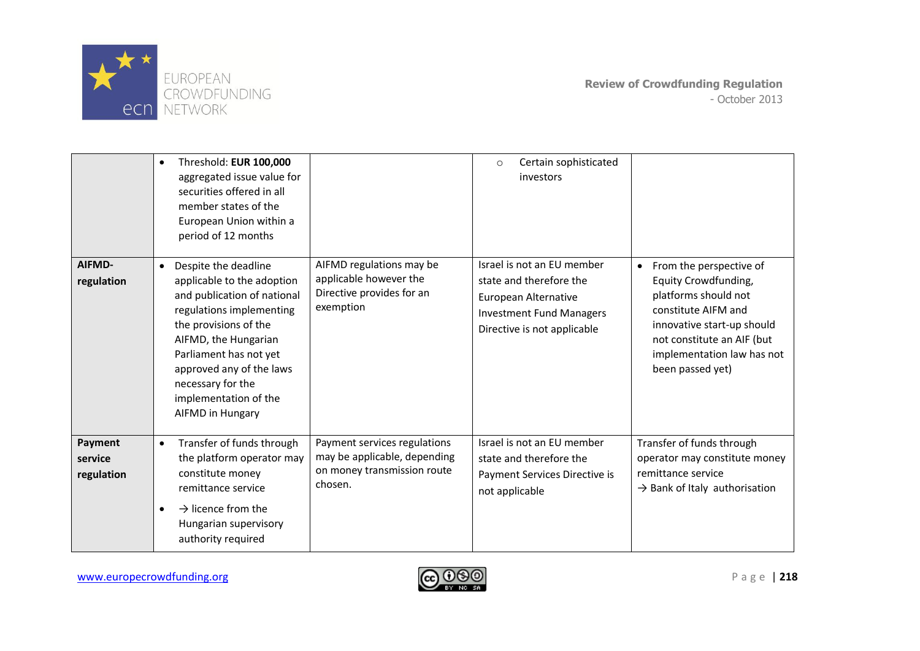| | | | | |
|---|---|---|---|---|
| | • Threshold: **EUR 100,000** aggregated issue value for securities offered in all member states of the European Union within a period of 12 months | | ○ Certain sophisticated investors | |
| **AIFMD-regulation** | • Despite the deadline applicable to the adoption and publication of national regulations implementing the provisions of the AIFMD, the Hungarian Parliament has not yet approved any of the laws necessary for the implementation of the AIFMD in Hungary | AIFMD regulations may be applicable however the Directive provides for an exemption | Israel is not an EU member state and therefore the European Alternative Investment Fund Managers Directive is not applicable | • From the perspective of Equity Crowdfunding, platforms should not constitute AIFM and innovative start-up should not constitute an AIF (but implementation law has not been passed yet) |
| **Payment service regulation** | • Transfer of funds through the platform operator may constitute money remittance service<br>• → licence from the Hungarian supervisory authority required | Payment services regulations may be applicable, depending on money transmission route chosen. | Israel is not an EU member state and therefore the Payment Services Directive is not applicable | Transfer of funds through operator may constitute money remittance service<br>→ Bank of Italy authorisation |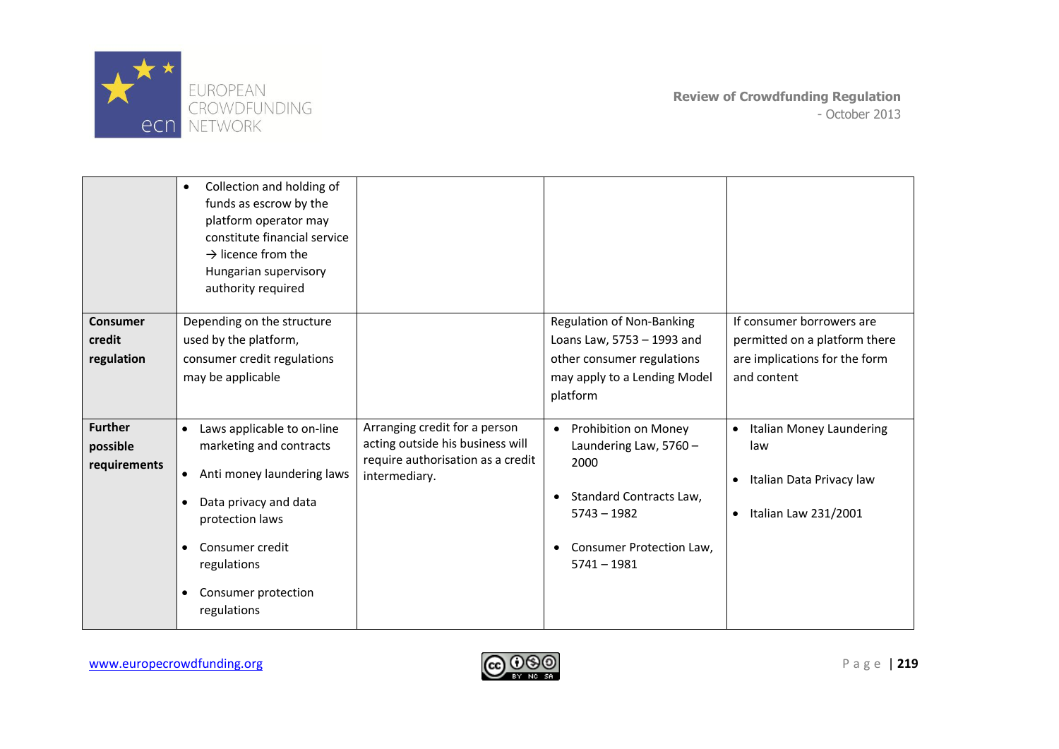| | | | | |
|---|---|---|---|---|
| | • Collection and holding of funds as escrow by the platform operator may constitute financial service → licence from the Hungarian supervisory authority required | | | |
| **Consumer credit regulation** | Depending on the structure used by the platform, consumer credit regulations may be applicable | | Regulation of Non-Banking Loans Law, 5753 – 1993 and other consumer regulations may apply to a Lending Model platform | If consumer borrowers are permitted on a platform there are implications for the form and content |
| **Further possible requirements** | • Laws applicable to on-line marketing and contracts<br>• Anti money laundering laws<br>• Data privacy and data protection laws<br>• Consumer credit regulations<br>• Consumer protection regulations | Arranging credit for a person acting outside his business will require authorisation as a credit intermediary. | • Prohibition on Money Laundering Law, 5760 – 2000<br>• Standard Contracts Law, 5743 – 1982<br>• Consumer Protection Law, 5741 – 1981 | • Italian Money Laundering law<br>• Italian Data Privacy law<br>• Italian Law 231/2001 |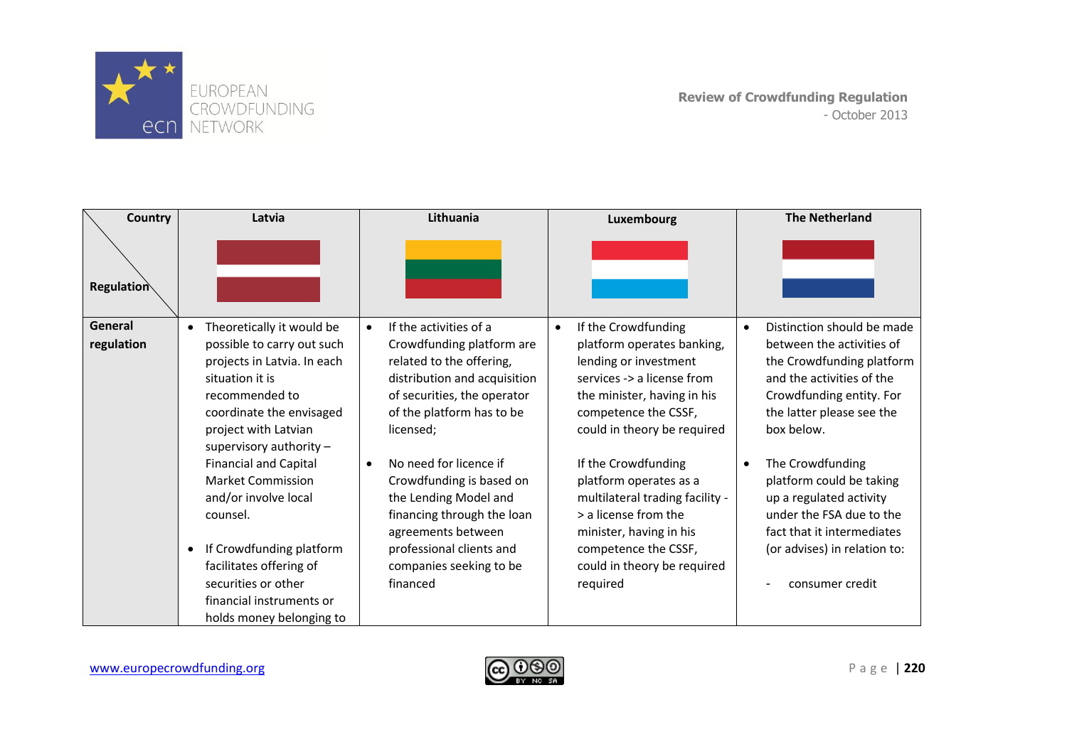| Country / Regulation | Latvia | Lithuania | Luxembourg | The Netherland |
|---|---|---|---|---|
| **General regulation** | • Theoretically it would be possible to carry out such projects in Latvia. In each situation it is recommended to coordinate the envisaged project with Latvian supervisory authority – Financial and Capital Market Commission and/or involve local counsel.<br><br>• If Crowdfunding platform facilitates offering of securities or other financial instruments or holds money belonging to | • If the activities of a Crowdfunding platform are related to the offering, distribution and acquisition of securities, the operator of the platform has to be licensed;<br><br>• No need for licence if Crowdfunding is based on the Lending Model and financing through the loan agreements between professional clients and companies seeking to be financed | • If the Crowdfunding platform operates banking, lending or investment services -> a license from the minister, having in his competence the CSSF, could in theory be required<br><br>If the Crowdfunding platform operates as a multilateral trading facility -> a license from the minister, having in his competence the CSSF, could in theory be required required | • Distinction should be made between the activities of the Crowdfunding platform and the activities of the Crowdfunding entity. For the latter please see the box below.<br><br>• The Crowdfunding platform could be taking up a regulated activity under the FSA due to the fact that it intermediates (or advises) in relation to:<br><br>- consumer credit |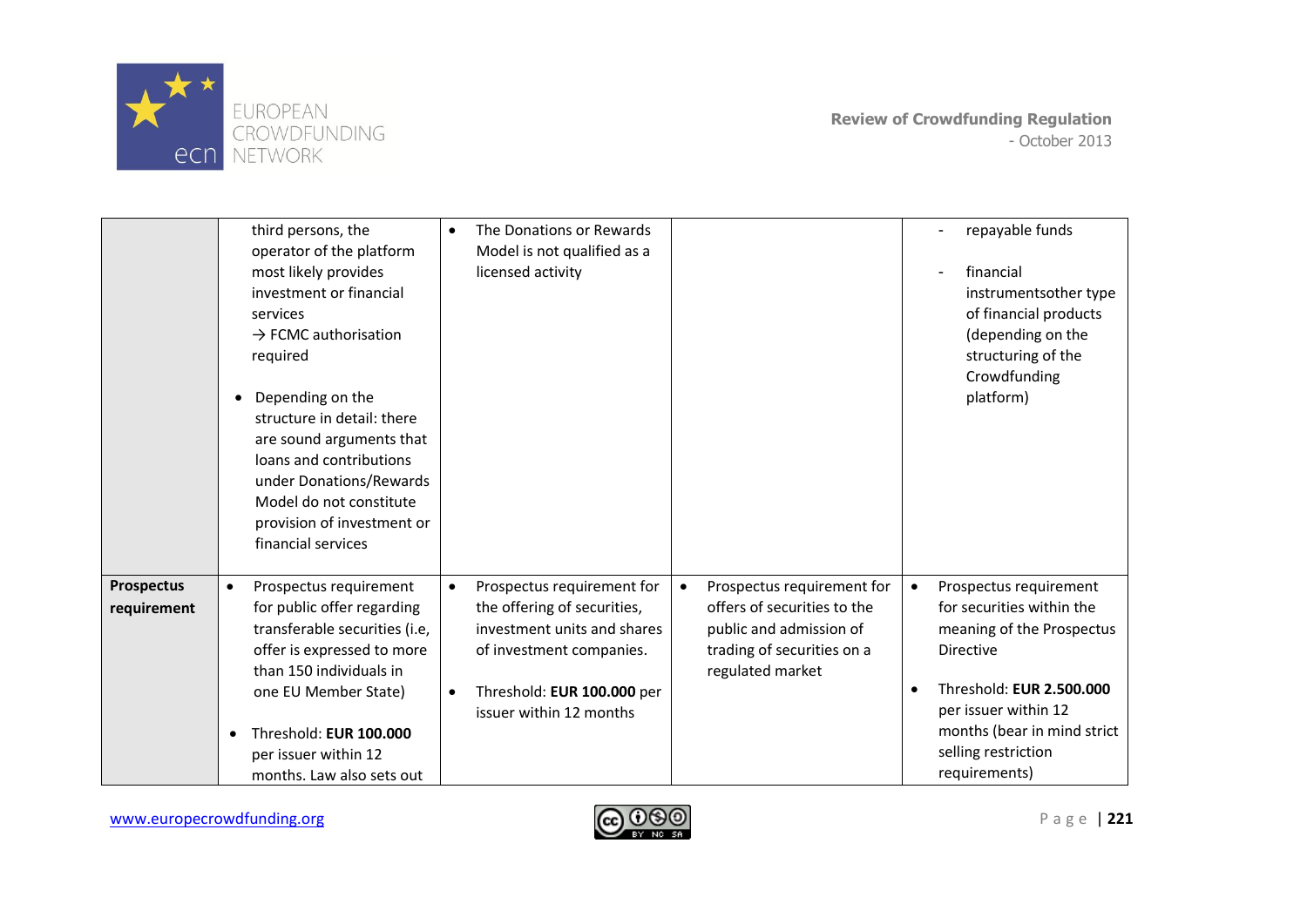| | | | | |
|---|---|---|---|---|
| | third persons, the operator of the platform most likely provides investment or financial services → FCMC authorisation required<br><br>• Depending on the structure in detail: there are sound arguments that loans and contributions under Donations/Rewards Model do not constitute provision of investment or financial services | • The Donations or Rewards Model is not qualified as a licensed activity | | - repayable funds<br><br>- financial instrumentsother type of financial products (depending on the structuring of the Crowdfunding platform) |
| **Prospectus requirement** | • Prospectus requirement for public offer regarding transferable securities (i,e, offer is expressed to more than 150 individuals in one EU Member State)<br><br>• Threshold: **EUR 100.000** per issuer within 12 months. Law also sets out | • Prospectus requirement for the offering of securities, investment units and shares of investment companies.<br><br>• Threshold: **EUR 100.000** per issuer within 12 months | • Prospectus requirement for offers of securities to the public and admission of trading of securities on a regulated market | • Prospectus requirement for securities within the meaning of the Prospectus Directive<br><br>• Threshold: **EUR 2.500.000** per issuer within 12 months (bear in mind strict selling restriction requirements) |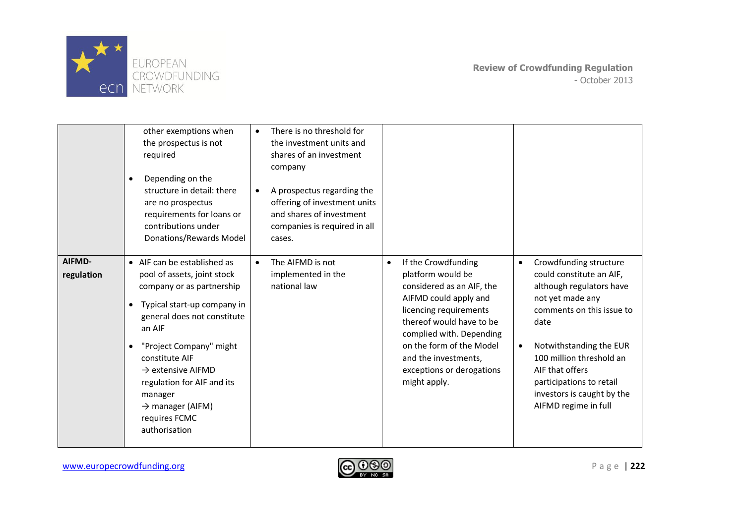| | | | | |
|---|---|---|---|---|
| | other exemptions when the prospectus is not required<br>• Depending on the structure in detail: there are no prospectus requirements for loans or contributions under Donations/Rewards Model | • There is no threshold for the investment units and shares of an investment company<br>• A prospectus regarding the offering of investment units and shares of investment companies is required in all cases. | | |
| **AIFMD-regulation** | • AIF can be established as pool of assets, joint stock company or as partnership<br>• Typical start-up company in general does not constitute an AIF<br>• "Project Company" might constitute AIF → extensive AIFMD regulation for AIF and its manager → manager (AIFM) requires FCMC authorisation | • The AIFMD is not implemented in the national law | • If the Crowdfunding platform would be considered as an AIF, the AIFMD could apply and licencing requirements thereof would have to be complied with. Depending on the form of the Model and the investments, exceptions or derogations might apply. | • Crowdfunding structure could constitute an AIF, although regulators have not yet made any comments on this issue to date<br>• Notwithstanding the EUR 100 million threshold an AIF that offers participations to retail investors is caught by the AIFMD regime in full |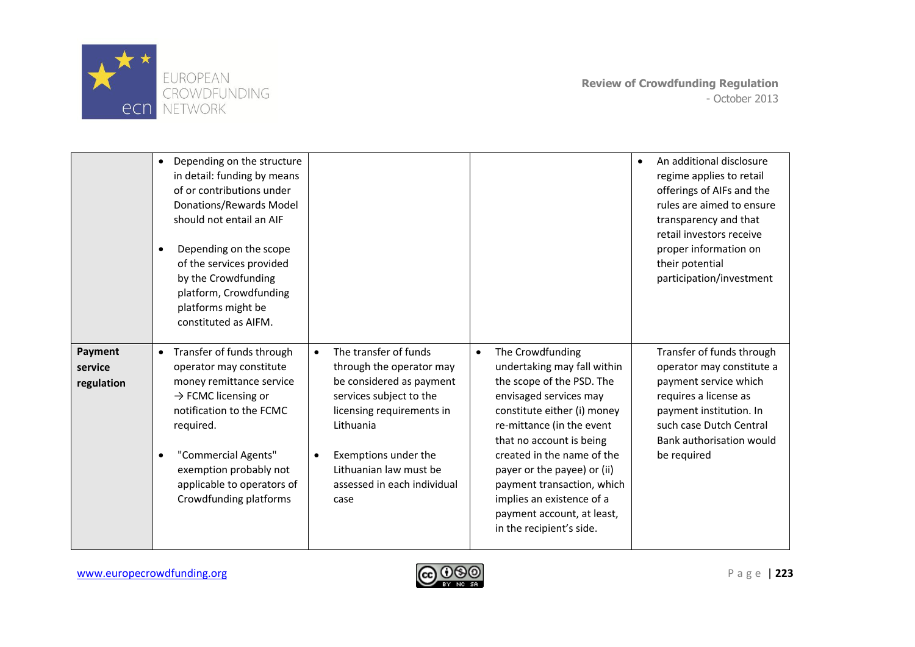| | | | | |
|---|---|---|---|---|
| | • Depending on the structure in detail: funding by means of or contributions under Donations/Rewards Model should not entail an AIF<br><br>• Depending on the scope of the services provided by the Crowdfunding platform, Crowdfunding platforms might be constituted as AIFM. | | | • An additional disclosure regime applies to retail offerings of AIFs and the rules are aimed to ensure transparency and that retail investors receive proper information on their potential participation/investment |
| **Payment service regulation** | • Transfer of funds through operator may constitute money remittance service → FCMC licensing or notification to the FCMC required.<br><br>• "Commercial Agents" exemption probably not applicable to operators of Crowdfunding platforms | • The transfer of funds through the operator may be considered as payment services subject to the licensing requirements in Lithuania<br><br>• Exemptions under the Lithuanian law must be assessed in each individual case | • The Crowdfunding undertaking may fall within the scope of the PSD. The envisaged services may constitute either (i) money re-mittance (in the event that no account is being created in the name of the payer or the payee) or (ii) payment transaction, which implies an existence of a payment account, at least, in the recipient's side. | Transfer of funds through operator may constitute a payment service which requires a license as payment institution. In such case Dutch Central Bank authorisation would be required |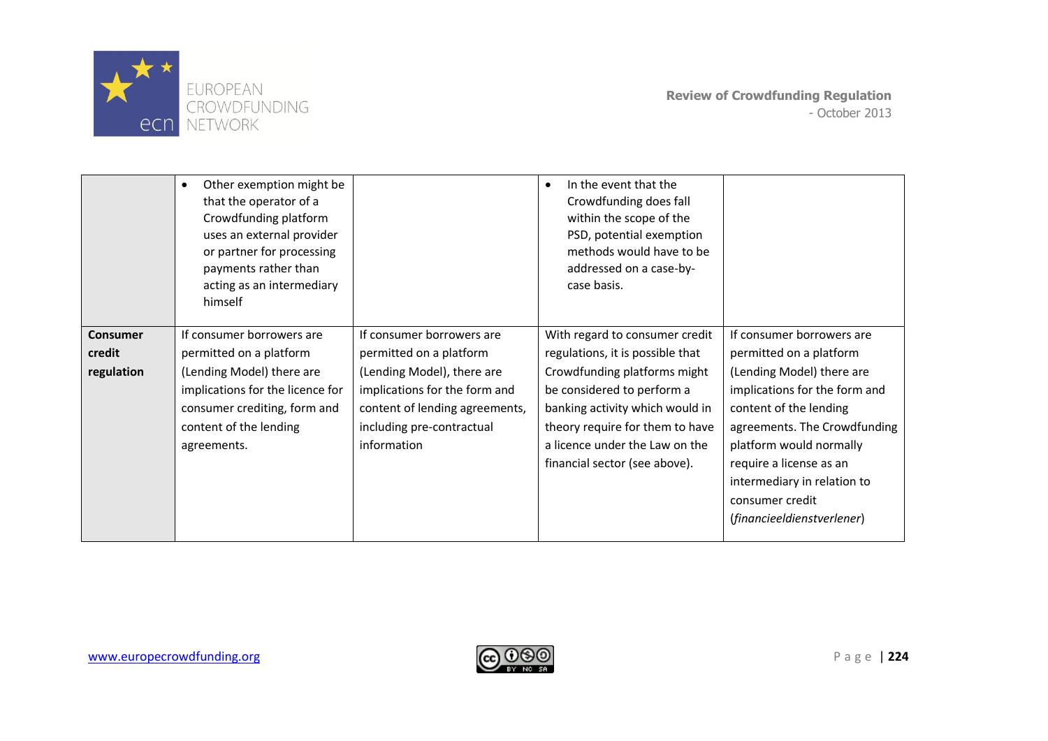| | | | | |
|---|---|---|---|---|
| | • Other exemption might be that the operator of a Crowdfunding platform uses an external provider or partner for processing payments rather than acting as an intermediary himself | | • In the event that the Crowdfunding does fall within the scope of the PSD, potential exemption methods would have to be addressed on a case-by-case basis. | |
| **Consumer credit regulation** | If consumer borrowers are permitted on a platform (Lending Model) there are implications for the licence for consumer crediting, form and content of the lending agreements. | If consumer borrowers are permitted on a platform (Lending Model), there are implications for the form and content of lending agreements, including pre-contractual information | With regard to consumer credit regulations, it is possible that Crowdfunding platforms might be considered to perform a banking activity which would in theory require for them to have a licence under the Law on the financial sector (see above). | If consumer borrowers are permitted on a platform (Lending Model) there are implications for the form and content of the lending agreements. The Crowdfunding platform would normally require a license as an intermediary in relation to consumer credit (*financieeldienstverlener*) |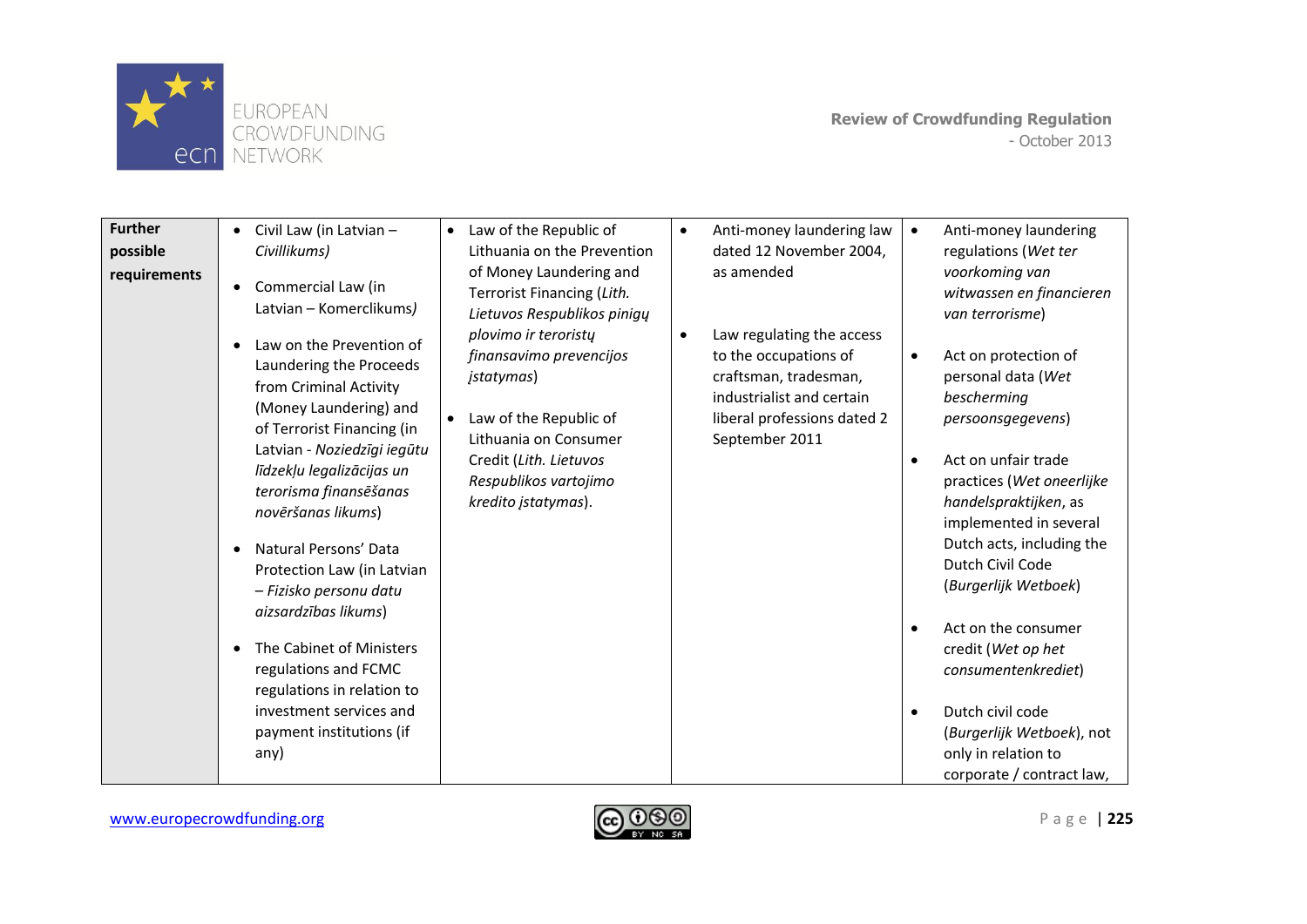| **Further possible requirements** | • Civil Law (in Latvian – *Civillikums)*<br><br>• Commercial Law (in Latvian – Komerclikums*)*<br><br>• Law on the Prevention of Laundering the Proceeds from Criminal Activity (Money Laundering) and of Terrorist Financing (in Latvian - *Noziedzīgi iegūtu līdzekļu legalizācijas un terorisma finansēšanas novēršanas likums*)<br><br>• Natural Persons' Data Protection Law (in Latvian – *Fizisko personu datu aizsardzības likums*)<br><br>• The Cabinet of Ministers regulations and FCMC regulations in relation to investment services and payment institutions (if any) | • Law of the Republic of Lithuania on the Prevention of Money Laundering and Terrorist Financing (*Lith. Lietuvos Respublikos pinigų plovimo ir teroristų finansavimo prevencijos įstatymas*)<br><br>• Law of the Republic of Lithuania on Consumer Credit (*Lith. Lietuvos Respublikos vartojimo kredito įstatymas*). | • Anti-money laundering law dated 12 November 2004, as amended<br><br>• Law regulating the access to the occupations of craftsman, tradesman, industrialist and certain liberal professions dated 2 September 2011 | • Anti-money laundering regulations (*Wet ter voorkoming van witwassen en financieren van terrorisme*)<br><br>• Act on protection of personal data (*Wet bescherming persoonsgegevens*)<br><br>• Act on unfair trade practices (*Wet oneerlijke handelspraktijken*, as implemented in several Dutch acts, including the Dutch Civil Code (*Burgerlijk Wetboek*)<br><br>• Act on the consumer credit (*Wet op het consumentenkrediet*)<br><br>• Dutch civil code (*Burgerlijk Wetboek*), not only in relation to corporate / contract law, |
|---|---|---|---|---|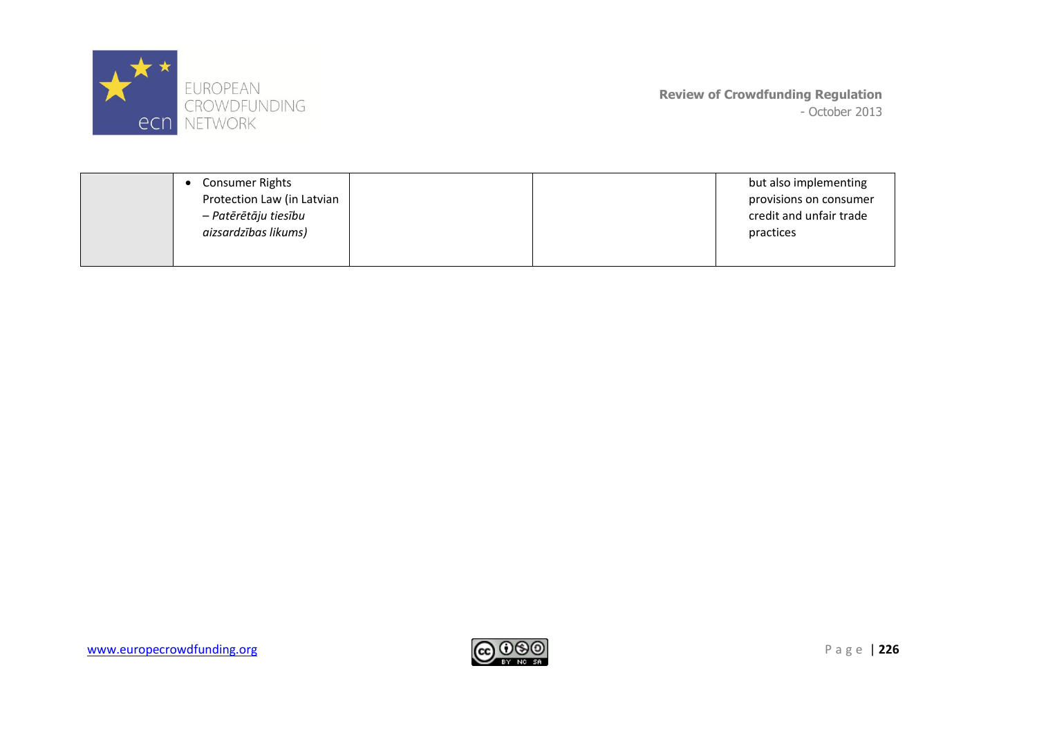|  |  |  |  |  |
|---|---|---|---|---|
|  | • Consumer Rights Protection Law (in Latvian – *Patērētāju tiesību aizsardzības likums)* |  |  | but also implementing provisions on consumer credit and unfair trade practices |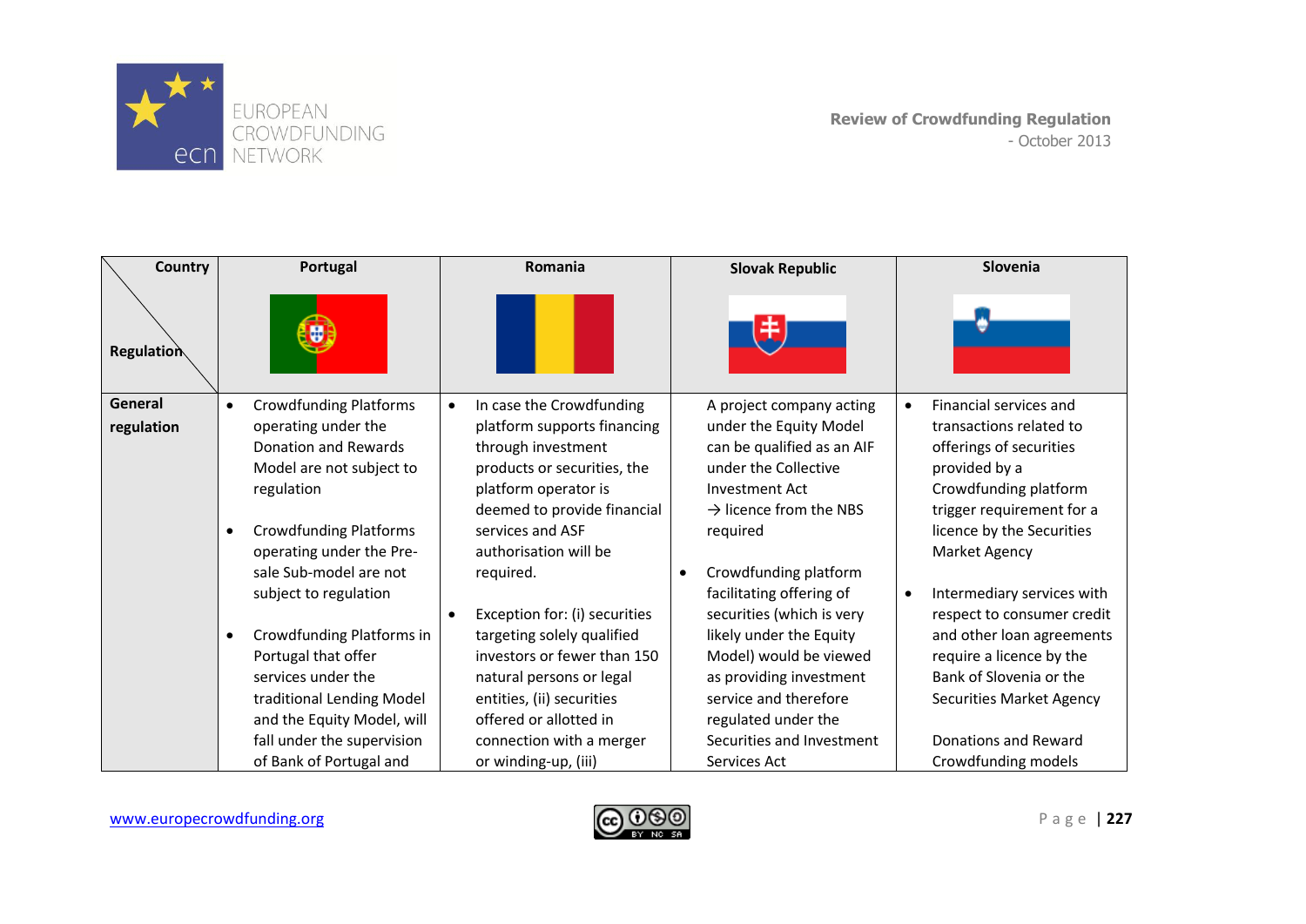| Country / Regulation | Portugal | Romania | Slovak Republic | Slovenia |
|---|---|---|---|---|
| **General regulation** | • Crowdfunding Platforms operating under the Donation and Rewards Model are not subject to regulation<br><br>• Crowdfunding Platforms operating under the Pre-sale Sub-model are not subject to regulation<br><br>• Crowdfunding Platforms in Portugal that offer services under the traditional Lending Model and the Equity Model, will fall under the supervision of Bank of Portugal and | • In case the Crowdfunding platform supports financing through investment products or securities, the platform operator is deemed to provide financial services and ASF authorisation will be required.<br><br>• Exception for: (i) securities targeting solely qualified investors or fewer than 150 natural persons or legal entities, (ii) securities offered or allotted in connection with a merger or winding-up, (iii) | A project company acting under the Equity Model can be qualified as an AIF under the Collective Investment Act<br>→ licence from the NBS required<br><br>• Crowdfunding platform facilitating offering of securities (which is very likely under the Equity Model) would be viewed as providing investment service and therefore regulated under the Securities and Investment Services Act | • Financial services and transactions related to offerings of securities provided by a Crowdfunding platform trigger requirement for a licence by the Securities Market Agency<br><br>• Intermediary services with respect to consumer credit and other loan agreements require a licence by the Bank of Slovenia or the Securities Market Agency<br><br>Donations and Reward Crowdfunding models |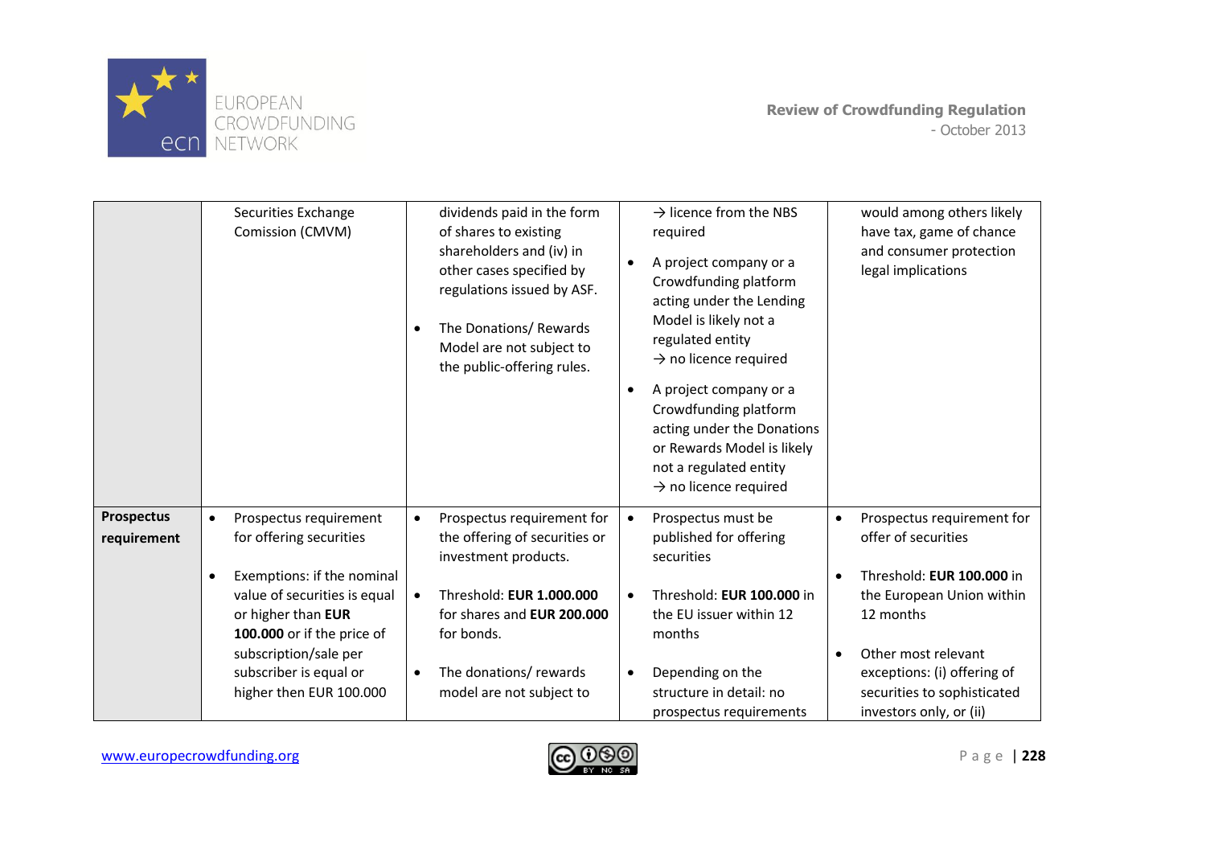| | | | | |
|---|---|---|---|---|
| | Securities Exchange Comission (CMVM) | dividends paid in the form of shares to existing shareholders and (iv) in other cases specified by regulations issued by ASF.<br>• The Donations/ Rewards Model are not subject to the public-offering rules. | → licence from the NBS required<br>• A project company or a Crowdfunding platform acting under the Lending Model is likely not a regulated entity → no licence required<br>• A project company or a Crowdfunding platform acting under the Donations or Rewards Model is likely not a regulated entity → no licence required | would among others likely have tax, game of chance and consumer protection legal implications |
| **Prospectus requirement** | • Prospectus requirement for offering securities<br>• Exemptions: if the nominal value of securities is equal or higher than **EUR 100.000** or if the price of subscription/sale per subscriber is equal or higher then EUR 100.000 | • Prospectus requirement for the offering of securities or investment products.<br>• Threshold: **EUR 1.000.000** for shares and **EUR 200.000** for bonds.<br>• The donations/ rewards model are not subject to | • Prospectus must be published for offering securities<br>• Threshold: **EUR 100.000** in the EU issuer within 12 months<br>• Depending on the structure in detail: no prospectus requirements | • Prospectus requirement for offer of securities<br>• Threshold: **EUR 100.000** in the European Union within 12 months<br>• Other most relevant exceptions: (i) offering of securities to sophisticated investors only, or (ii) |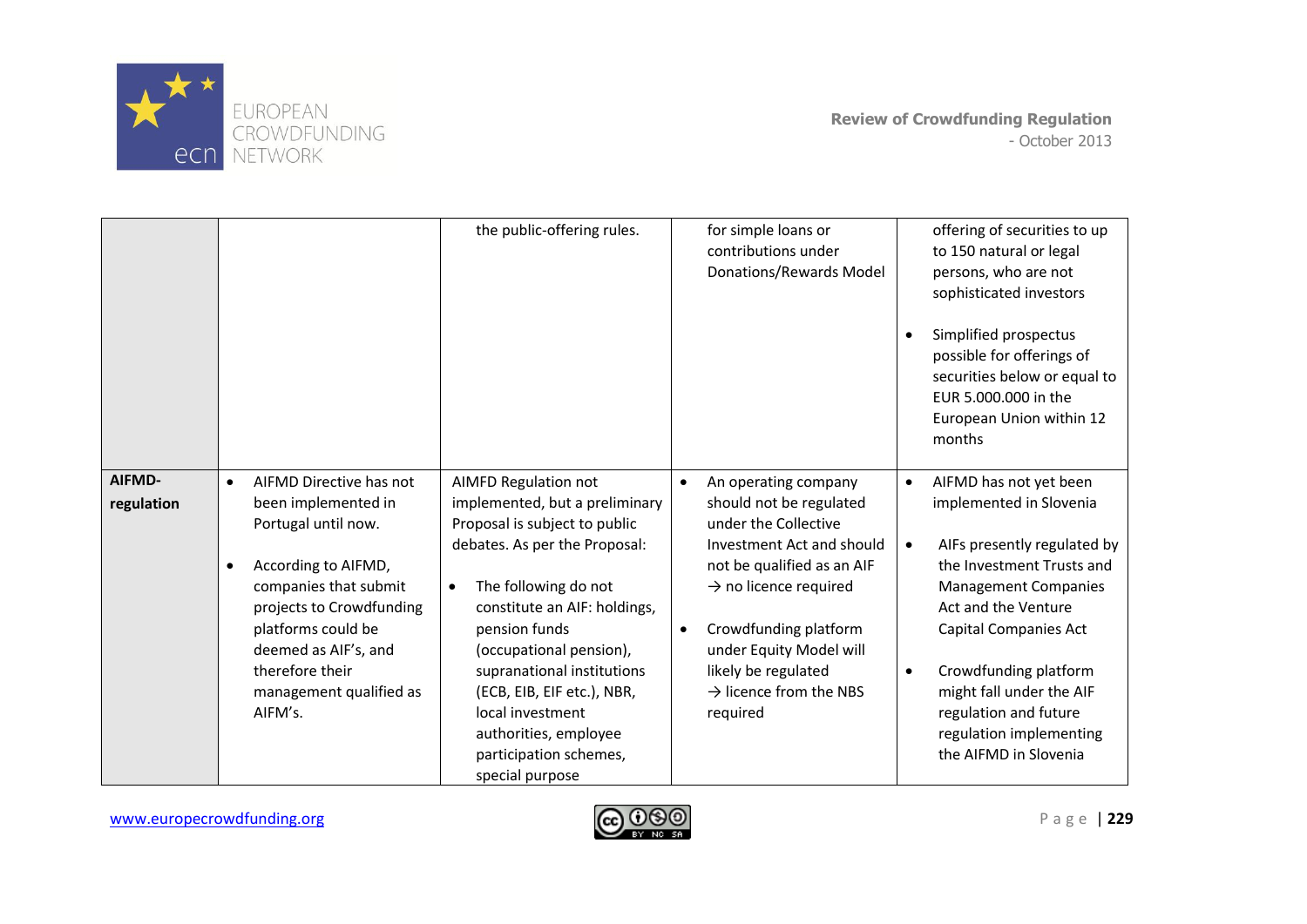| | | | | |
|---|---|---|---|---|
| | | the public-offering rules. | for simple loans or contributions under Donations/Rewards Model | offering of securities to up to 150 natural or legal persons, who are not sophisticated investors<br><br>• Simplified prospectus possible for offerings of securities below or equal to EUR 5.000.000 in the European Union within 12 months |
| **AIFMD-regulation** | • AIFMD Directive has not been implemented in Portugal until now.<br><br>• According to AIFMD, companies that submit projects to Crowdfunding platforms could be deemed as AIF's, and therefore their management qualified as AIFM's. | AIMFD Regulation not implemented, but a preliminary Proposal is subject to public debates. As per the Proposal:<br><br>• The following do not constitute an AIF: holdings, pension funds (occupational pension), supranational institutions (ECB, EIB, EIF etc.), NBR, local investment authorities, employee participation schemes, special purpose | • An operating company should not be regulated under the Collective Investment Act and should not be qualified as an AIF → no licence required<br><br>• Crowdfunding platform under Equity Model will likely be regulated → licence from the NBS required | • AIFMD has not yet been implemented in Slovenia<br><br>• AIFs presently regulated by the Investment Trusts and Management Companies Act and the Venture Capital Companies Act<br><br>• Crowdfunding platform might fall under the AIF regulation and future regulation implementing the AIFMD in Slovenia |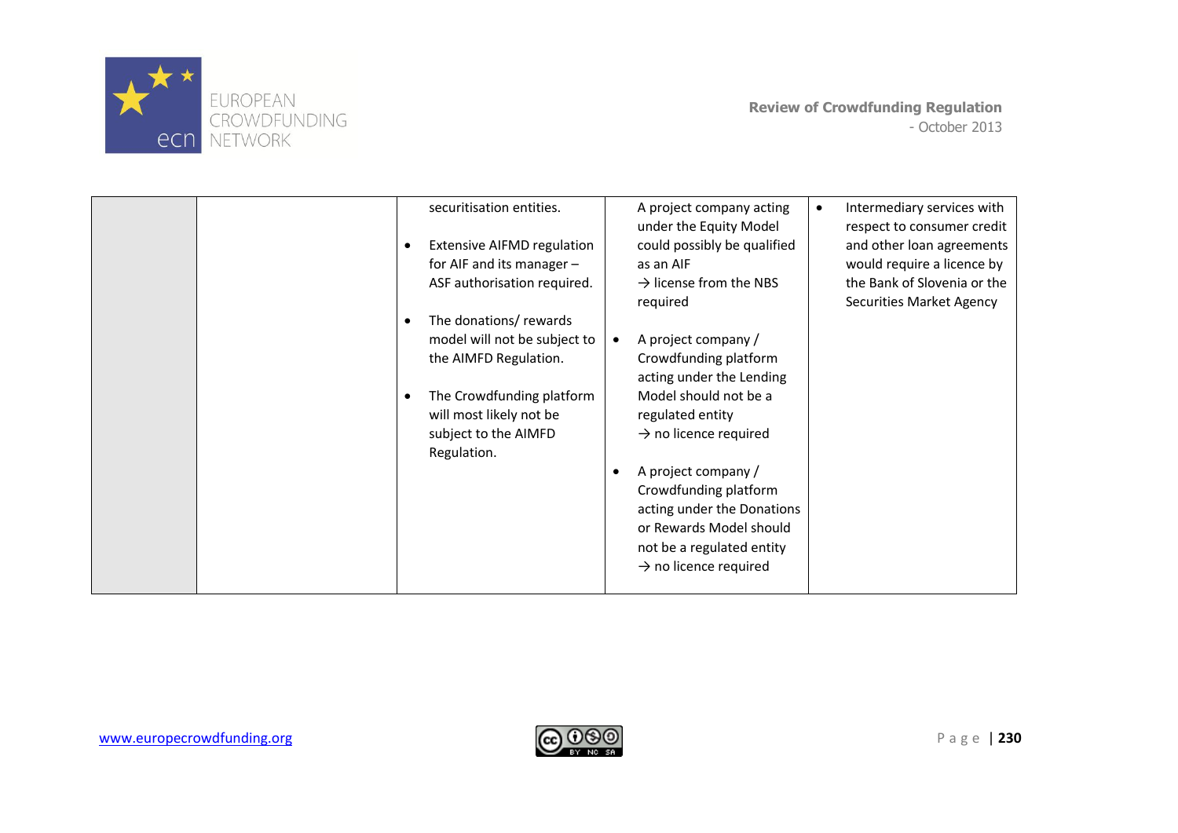|  |  |  |  |  |
|---|---|---|---|---|
|  |  | securitisation entities.<br><br>• Extensive AIFMD regulation for AIF and its manager – ASF authorisation required.<br><br>• The donations/ rewards model will not be subject to the AIMFD Regulation.<br><br>• The Crowdfunding platform will most likely not be subject to the AIMFD Regulation. | A project company acting under the Equity Model could possibly be qualified as an AIF<br>→ license from the NBS required<br><br>• A project company / Crowdfunding platform acting under the Lending Model should not be a regulated entity<br>→ no licence required<br><br>• A project company / Crowdfunding platform acting under the Donations or Rewards Model should not be a regulated entity<br>→ no licence required | • Intermediary services with respect to consumer credit and other loan agreements would require a licence by the Bank of Slovenia or the Securities Market Agency |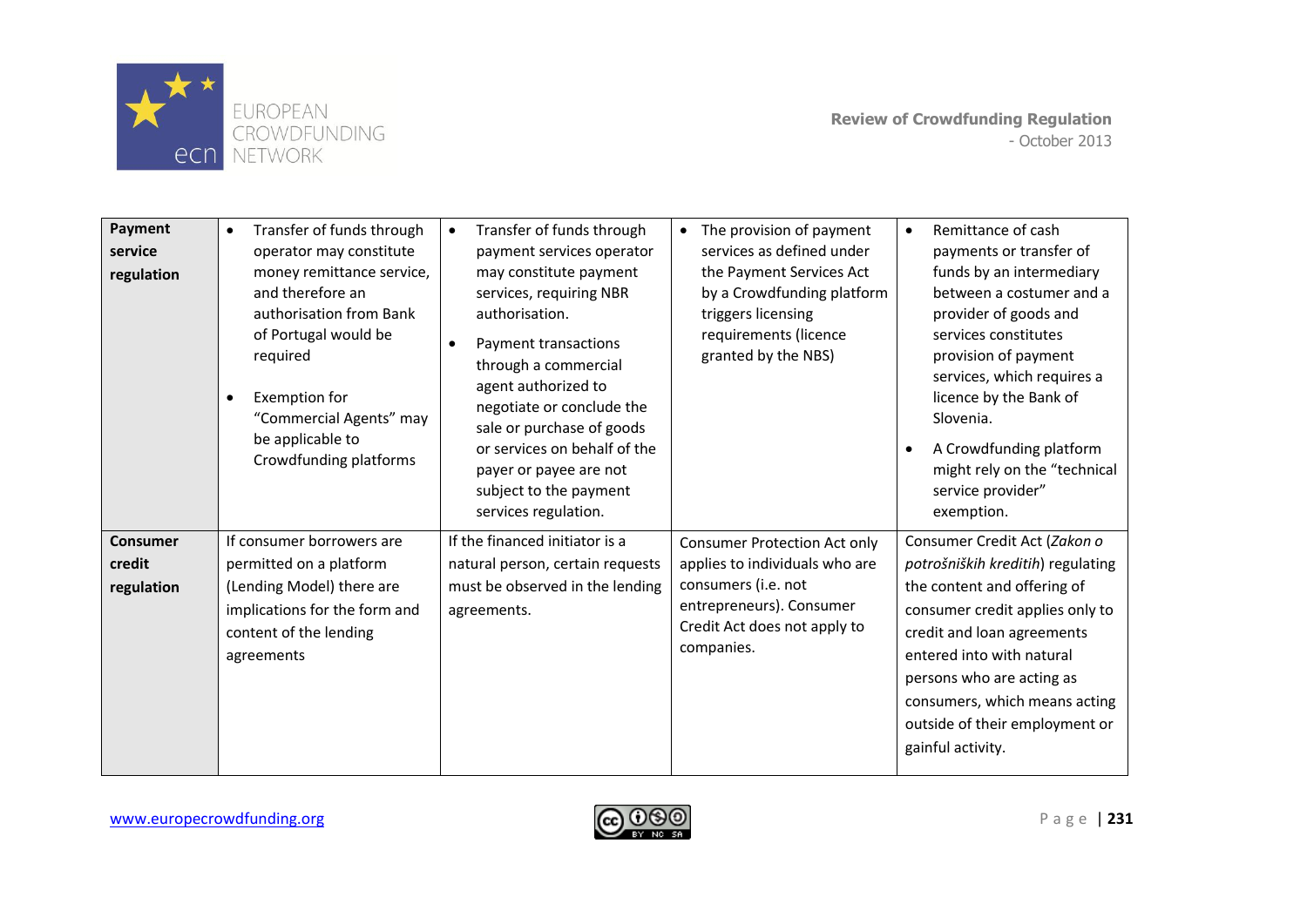| | | | | |
|---|---|---|---|---|
| **Payment service regulation** | • Transfer of funds through operator may constitute money remittance service, and therefore an authorisation from Bank of Portugal would be required<br>• Exemption for "Commercial Agents" may be applicable to Crowdfunding platforms | • Transfer of funds through payment services operator may constitute payment services, requiring NBR authorisation.<br>• Payment transactions through a commercial agent authorized to negotiate or conclude the sale or purchase of goods or services on behalf of the payer or payee are not subject to the payment services regulation. | • The provision of payment services as defined under the Payment Services Act by a Crowdfunding platform triggers licensing requirements (licence granted by the NBS) | • Remittance of cash payments or transfer of funds by an intermediary between a costumer and a provider of goods and services constitutes provision of payment services, which requires a licence by the Bank of Slovenia.<br>• A Crowdfunding platform might rely on the "technical service provider" exemption. |
| **Consumer credit regulation** | If consumer borrowers are permitted on a platform (Lending Model) there are implications for the form and content of the lending agreements | If the financed initiator is a natural person, certain requests must be observed in the lending agreements. | Consumer Protection Act only applies to individuals who are consumers (i.e. not entrepreneurs). Consumer Credit Act does not apply to companies. | Consumer Credit Act (*Zakon o potrošniških kreditih*) regulating the content and offering of consumer credit applies only to credit and loan agreements entered into with natural persons who are acting as consumers, which means acting outside of their employment or gainful activity. |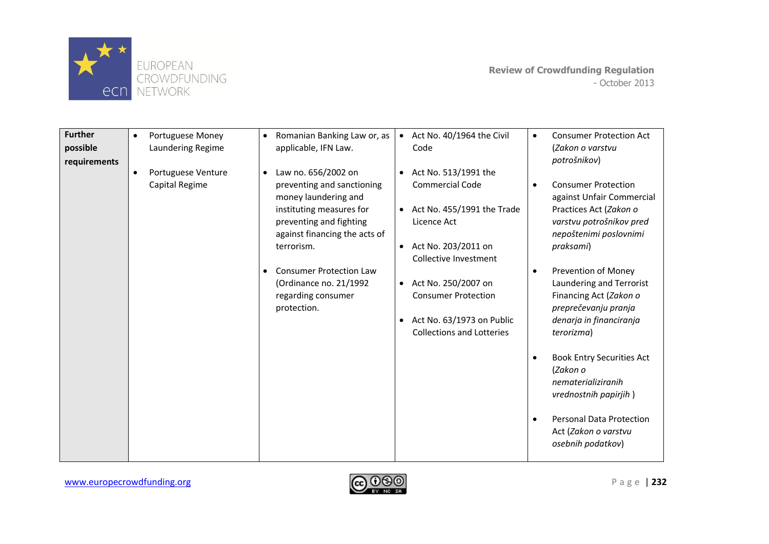| **Further possible requirements** | • Portuguese Money Laundering Regime<br>• Portuguese Venture Capital Regime | • Romanian Banking Law or, as applicable, IFN Law.<br>• Law no. 656/2002 on preventing and sanctioning money laundering and instituting measures for preventing and fighting against financing the acts of terrorism.<br>• Consumer Protection Law (Ordinance no. 21/1992 regarding consumer protection. | • Act No. 40/1964 the Civil Code<br>• Act No. 513/1991 the Commercial Code<br>• Act No. 455/1991 the Trade Licence Act<br>• Act No. 203/2011 on Collective Investment<br>• Act No. 250/2007 on Consumer Protection<br>• Act No. 63/1973 on Public Collections and Lotteries | • Consumer Protection Act (*Zakon o varstvu potrošnikov*)<br>• Consumer Protection against Unfair Commercial Practices Act (*Zakon o varstvu potrošnikov pred nepoštenimi poslovnimi praksami*)<br>• Prevention of Money Laundering and Terrorist Financing Act (*Zakon o preprečevanju pranja denarja in financiranja terorizma*)<br>• Book Entry Securities Act (*Zakon o nematerializiranih vrednostnih papirjih* )<br>• Personal Data Protection Act (*Zakon o varstvu osebnih podatkov*) |
|---|---|---|---|---|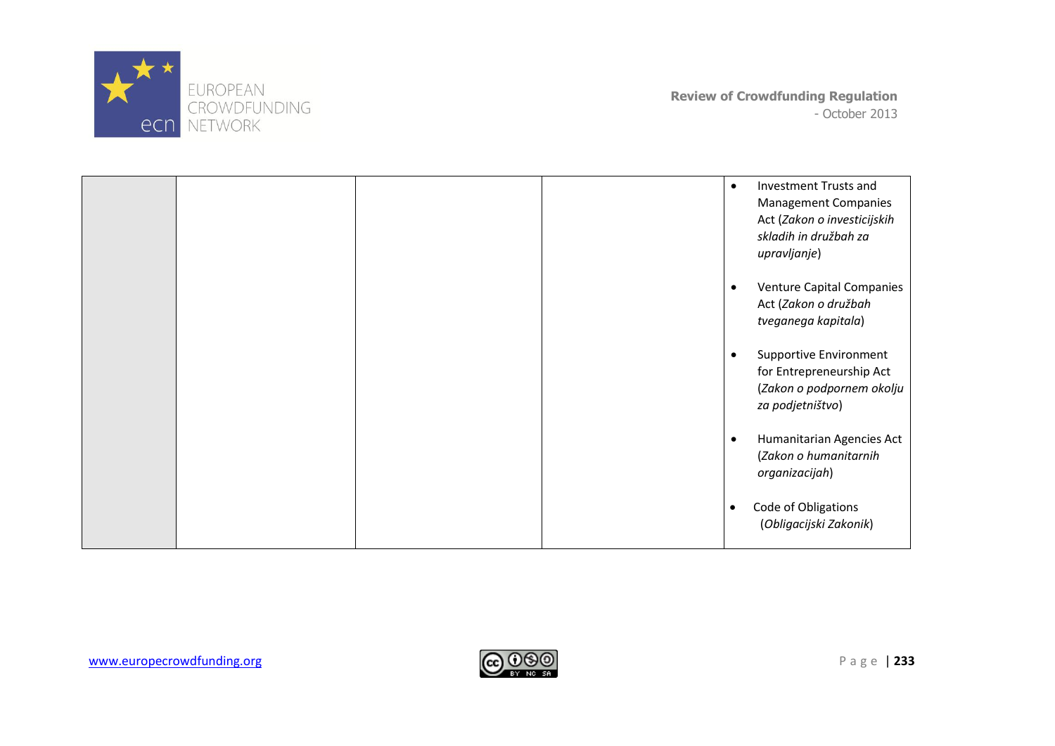| | | | | |
|---|---|---|---|---|
| | | | | • Investment Trusts and Management Companies Act (*Zakon o investicijskih skladih in družbah za upravljanje*)<br><br>• Venture Capital Companies Act (*Zakon o družbah tveganega kapitala*)<br><br>• Supportive Environment for Entrepreneurship Act (*Zakon o podpornem okolju za podjetništvo*)<br><br>• Humanitarian Agencies Act (*Zakon o humanitarnih organizacijah*)<br><br>• Code of Obligations (*Obligacijski Zakonik*) |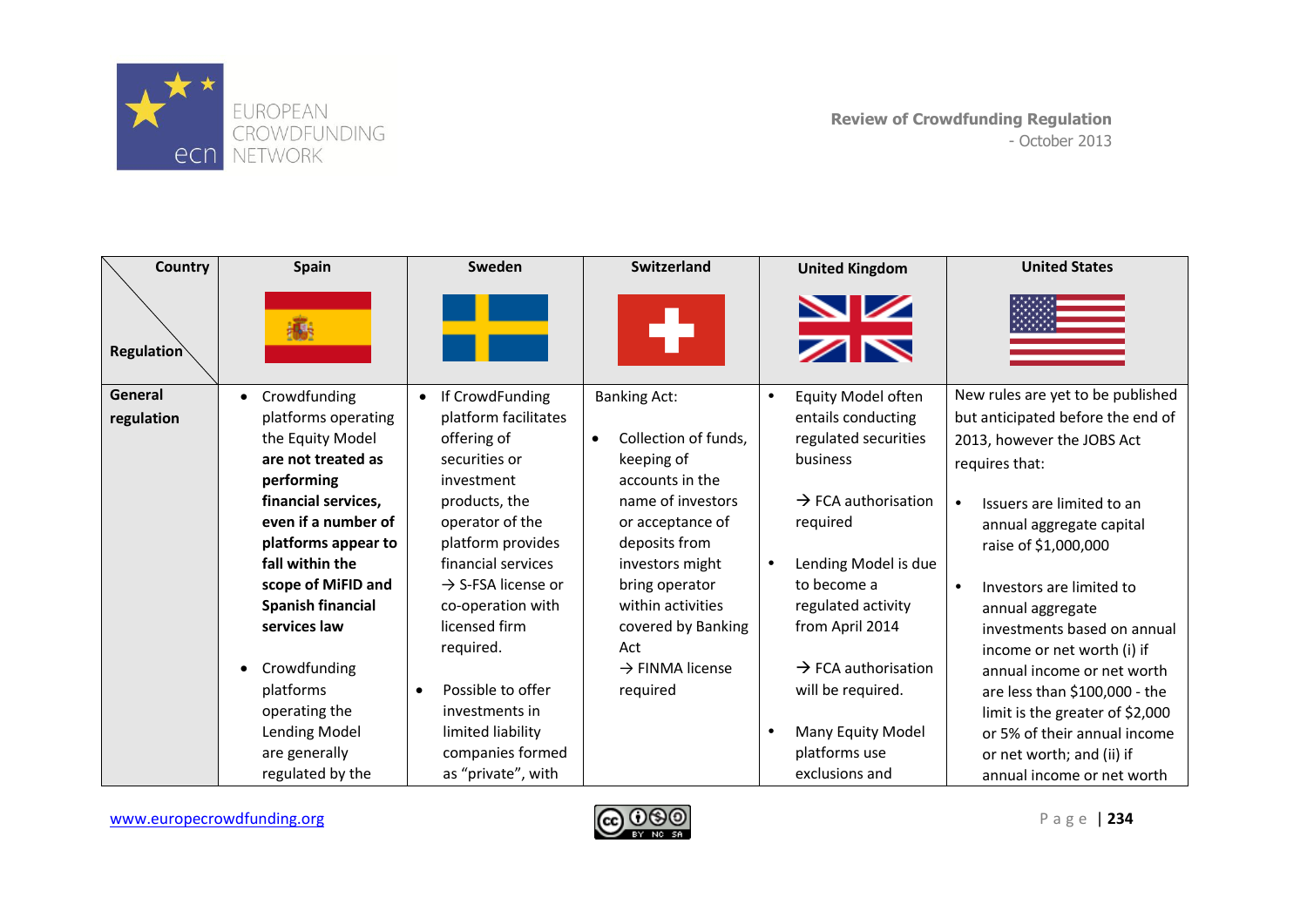| Country / Regulation | Spain | Sweden | Switzerland | United Kingdom | United States |
|---|---|---|---|---|---|
| **General regulation** | • Crowdfunding platforms operating the Equity Model **are not treated as performing financial services, even if a number of platforms appear to fall within the scope of MiFID and Spanish financial services law**<br><br>• Crowdfunding platforms operating the Lending Model are generally regulated by the | • If CrowdFunding platform facilitates offering of securities or investment products, the operator of the platform provides financial services → S-FSA license or co-operation with licensed firm required.<br><br>• Possible to offer investments in limited liability companies formed as "private", with | Banking Act:<br><br>• Collection of funds, keeping of accounts in the name of investors or acceptance of deposits from investors might bring operator within activities covered by Banking Act → FINMA license required | • Equity Model often entails conducting regulated securities business<br><br>→ FCA authorisation required<br><br>• Lending Model is due to become a regulated activity from April 2014<br><br>→ FCA authorisation will be required.<br><br>• Many Equity Model platforms use exclusions and | New rules are yet to be published but anticipated before the end of 2013, however the JOBS Act requires that:<br><br>• Issuers are limited to an annual aggregate capital raise of $1,000,000<br><br>• Investors are limited to annual aggregate investments based on annual income or net worth (i) if annual income or net worth are less than $100,000 - the limit is the greater of $2,000 or 5% of their annual income or net worth; and (ii) if annual income or net worth |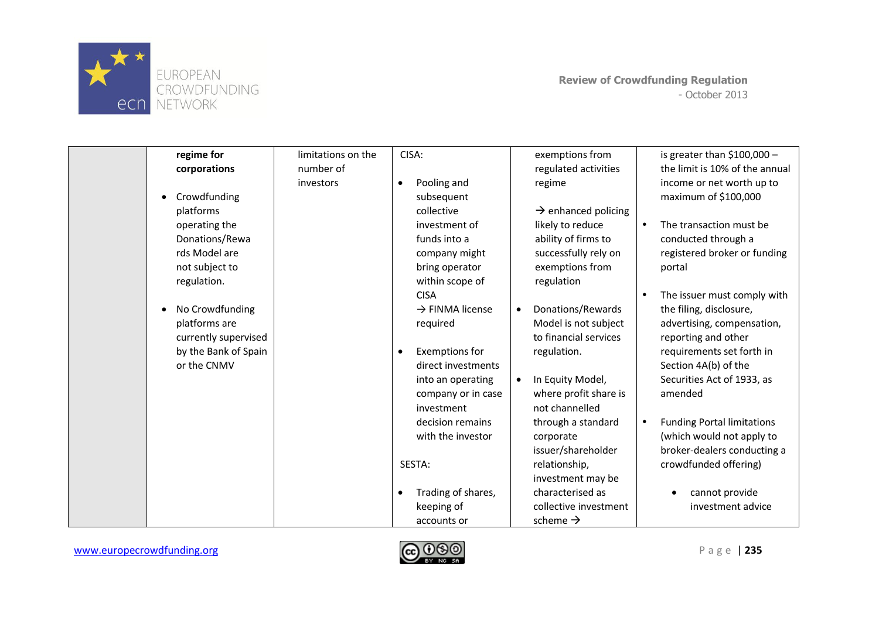| | regime for corporations<br><br>• Crowdfunding platforms operating the Donations/Rewards Model are not subject to regulation.<br><br>• No Crowdfunding platforms are currently supervised by the Bank of Spain or the CNMV | limitations on the number of investors | CISA:<br><br>• Pooling and subsequent collective investment of funds into a company might bring operator within scope of CISA → FINMA license required<br><br>• Exemptions for direct investments into an operating company or in case investment decision remains with the investor<br><br>SESTA:<br><br>• Trading of shares, keeping of accounts or | exemptions from regulated activities regime<br><br>→ enhanced policing likely to reduce ability of firms to successfully rely on exemptions from regulation<br><br>• Donations/Rewards Model is not subject to financial services regulation.<br><br>• In Equity Model, where profit share is not channelled through a standard corporate issuer/shareholder relationship, investment may be characterised as collective investment scheme → | is greater than $100,000 – the limit is 10% of the annual income or net worth up to maximum of $100,000<br><br>• The transaction must be conducted through a registered broker or funding portal<br><br>• The issuer must comply with the filing, disclosure, advertising, compensation, reporting and other requirements set forth in Section 4A(b) of the Securities Act of 1933, as amended<br><br>• Funding Portal limitations (which would not apply to broker-dealers conducting a crowdfunded offering)<br><br>  • cannot provide investment advice |
|---|---|---|---|---|---|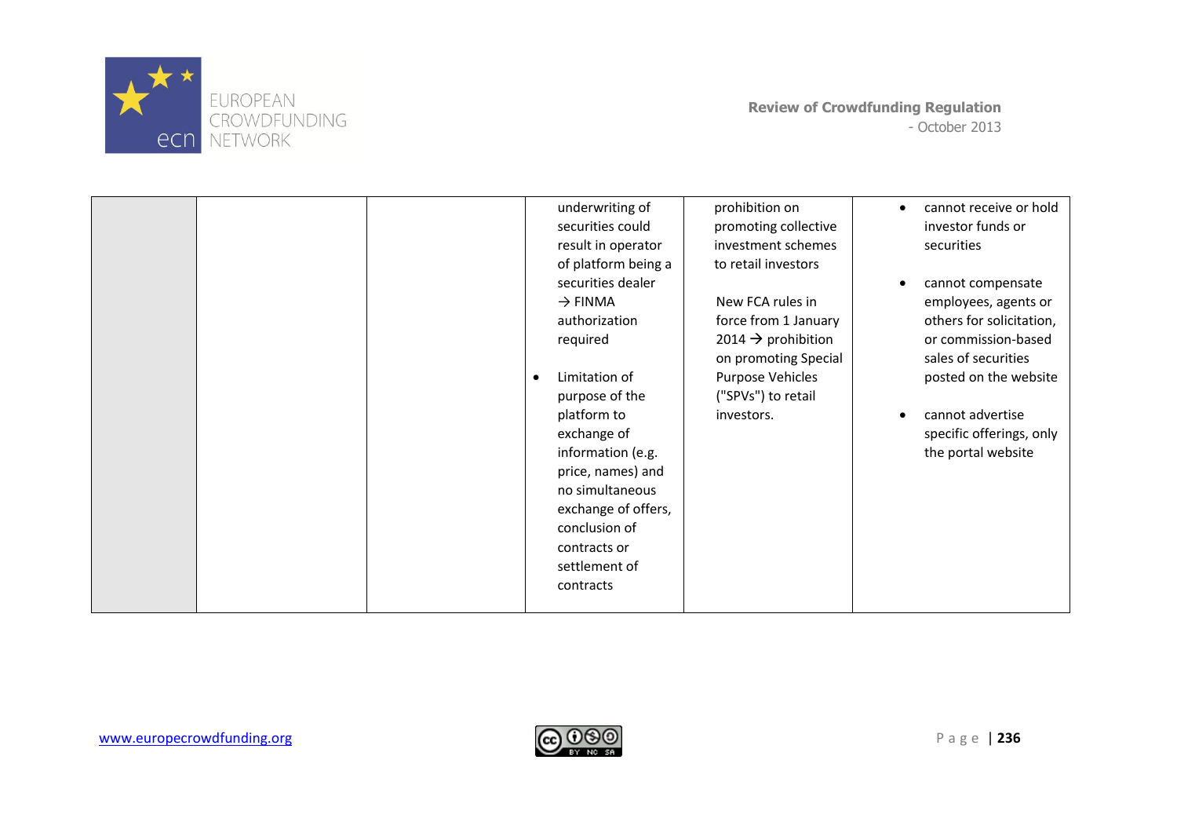| | | | | | |
|---|---|---|---|---|---|
| | | | underwriting of securities could result in operator of platform being a securities dealer → FINMA authorization required<br><br>• Limitation of purpose of the platform to exchange of information (e.g. price, names) and no simultaneous exchange of offers, conclusion of contracts or settlement of contracts | prohibition on promoting collective investment schemes to retail investors<br><br>New FCA rules in force from 1 January 2014 → prohibition on promoting Special Purpose Vehicles ("SPVs") to retail investors. | • cannot receive or hold investor funds or securities<br><br>• cannot compensate employees, agents or others for solicitation, or commission-based sales of securities posted on the website<br><br>• cannot advertise specific offerings, only the portal website |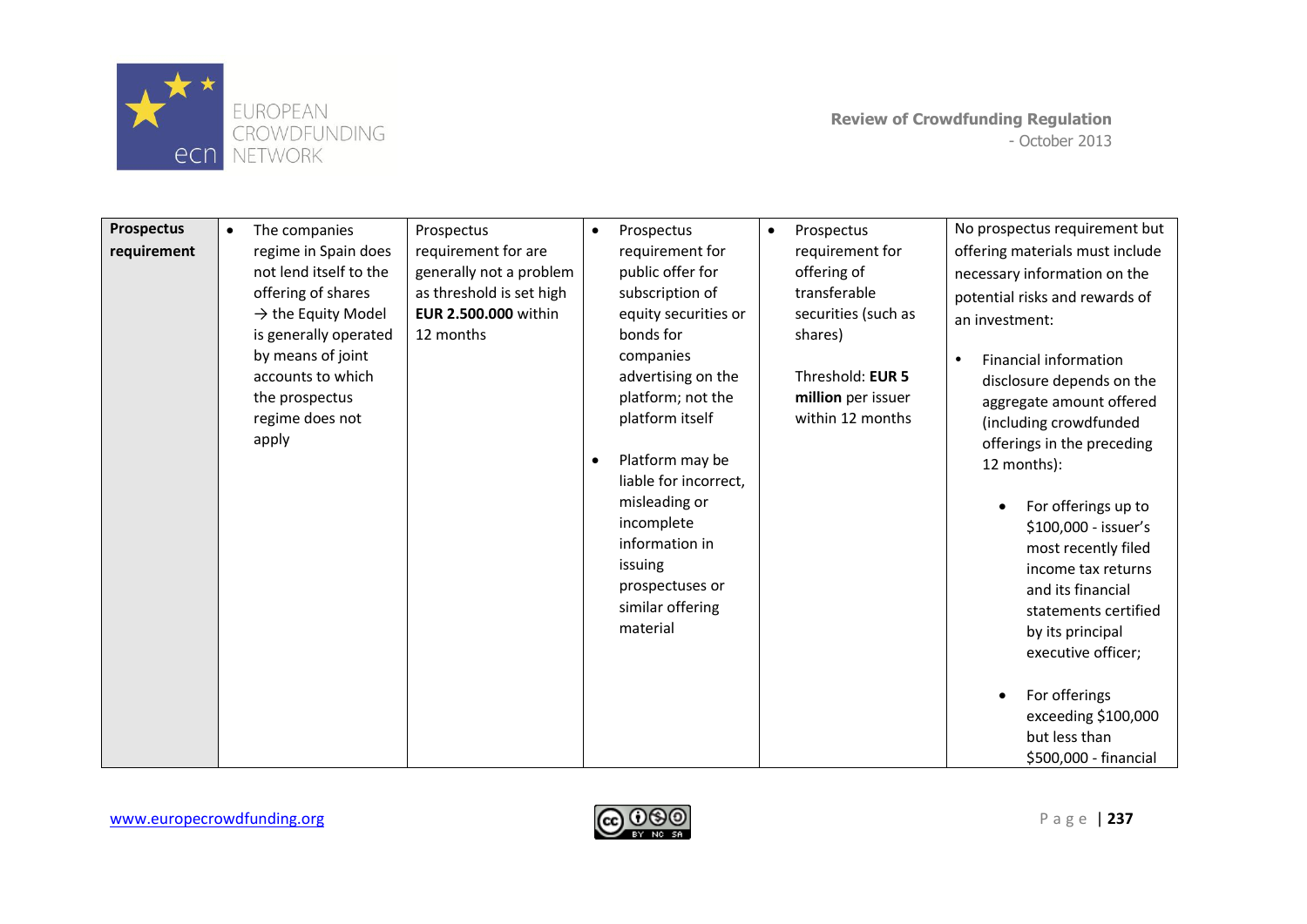| Prospectus requirement | • The companies regime in Spain does not lend itself to the offering of shares → the Equity Model is generally operated by means of joint accounts to which the prospectus regime does not apply | Prospectus requirement for are generally not a problem as threshold is set high **EUR 2.500.000** within 12 months | • Prospectus requirement for public offer for subscription of equity securities or bonds for companies advertising on the platform; not the platform itself<br><br>• Platform may be liable for incorrect, misleading or incomplete information in issuing prospectuses or similar offering material | • Prospectus requirement for offering of transferable securities (such as shares)<br><br>Threshold: **EUR 5 million** per issuer within 12 months | No prospectus requirement but offering materials must include necessary information on the potential risks and rewards of an investment:<br><br>• Financial information disclosure depends on the aggregate amount offered (including crowdfunded offerings in the preceding 12 months):<br><br>  • For offerings up to $100,000 - issuer's most recently filed income tax returns and its financial statements certified by its principal executive officer;<br><br>  • For offerings exceeding $100,000 but less than $500,000 - financial |
|---|---|---|---|---|---|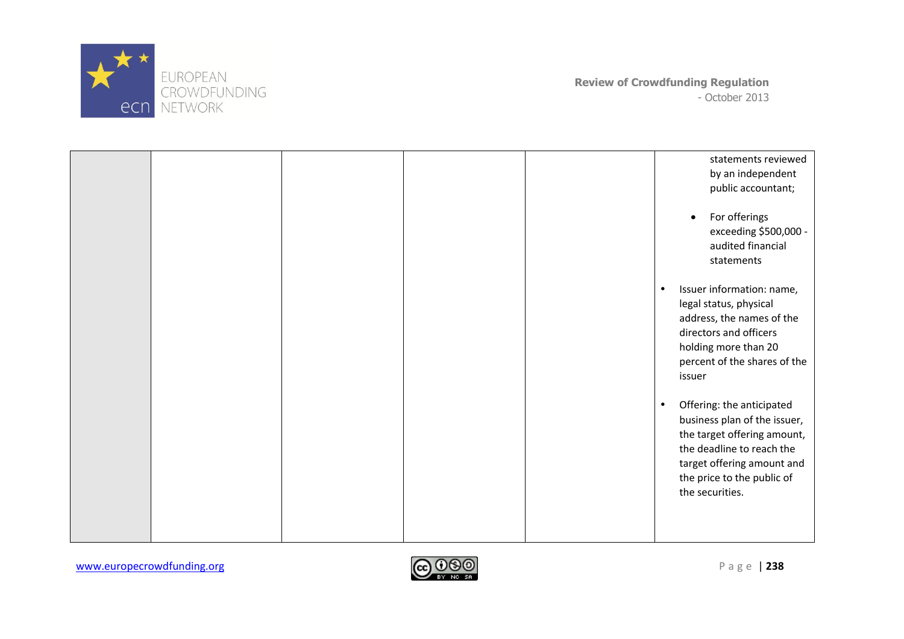|  |  |  |  |  |  |
|---|---|---|---|---|---|
|  |  |  |  |  | statements reviewed by an independent public accountant;<br><br>• For offerings exceeding $500,000 - audited financial statements<br><br>• Issuer information: name, legal status, physical address, the names of the directors and officers holding more than 20 percent of the shares of the issuer<br><br>• Offering: the anticipated business plan of the issuer, the target offering amount, the deadline to reach the target offering amount and the price to the public of the securities. |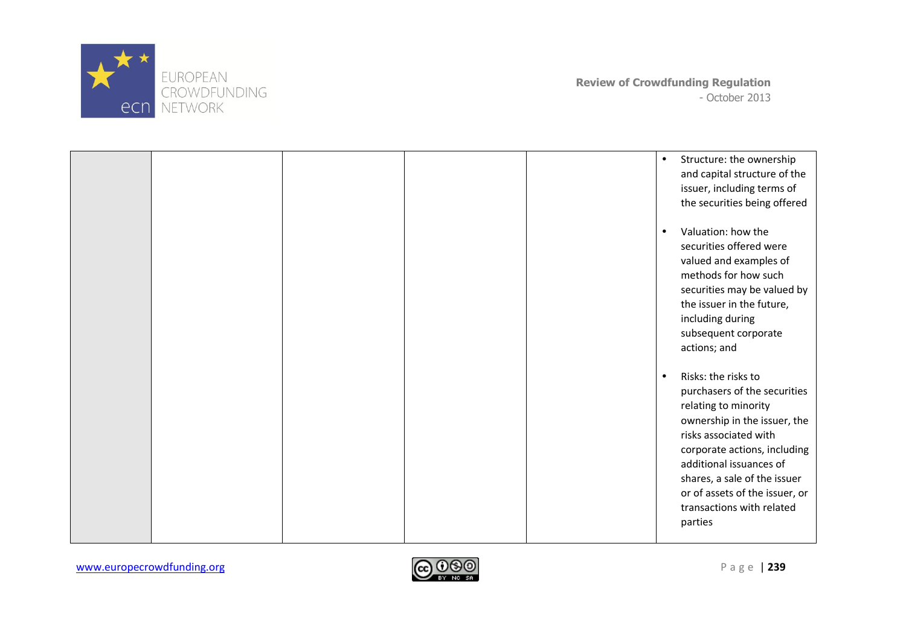|  |  |  |  |  |  |
|---|---|---|---|---|---|
|  |  |  |  |  | • Structure: the ownership and capital structure of the issuer, including terms of the securities being offered<br><br>• Valuation: how the securities offered were valued and examples of methods for how such securities may be valued by the issuer in the future, including during subsequent corporate actions; and<br><br>• Risks: the risks to purchasers of the securities relating to minority ownership in the issuer, the risks associated with corporate actions, including additional issuances of shares, a sale of the issuer or of assets of the issuer, or transactions with related parties |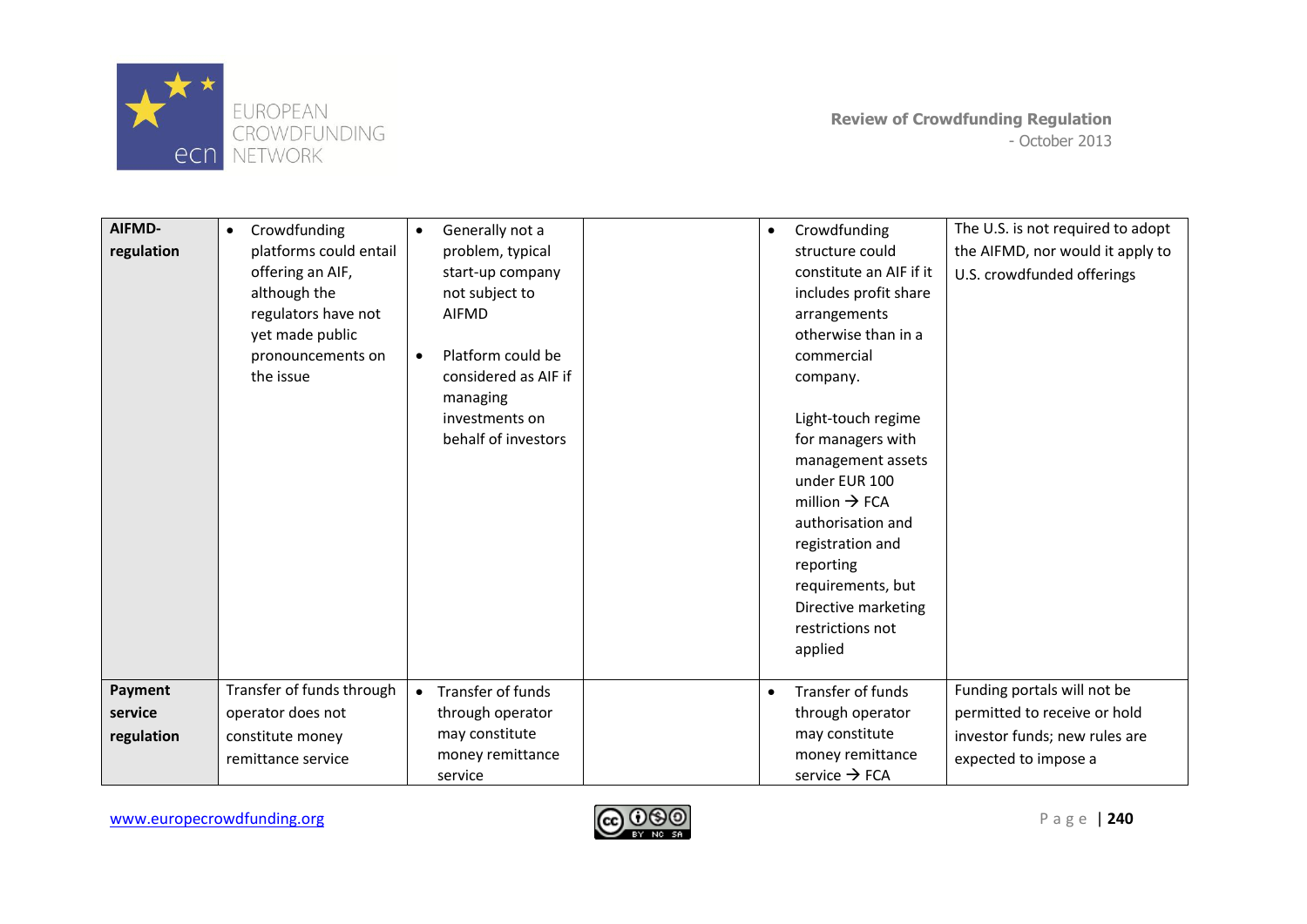| | | | | | |
|---|---|---|---|---|---|
| **AIFMD-regulation** | • Crowdfunding platforms could entail offering an AIF, although the regulators have not yet made public pronouncements on the issue | • Generally not a problem, typical start-up company not subject to AIFMD<br>• Platform could be considered as AIF if managing investments on behalf of investors | | • Crowdfunding structure could constitute an AIF if it includes profit share arrangements otherwise than in a commercial company.<br><br>Light-touch regime for managers with management assets under EUR 100 million → FCA authorisation and registration and reporting requirements, but Directive marketing restrictions not applied | The U.S. is not required to adopt the AIFMD, nor would it apply to U.S. crowdfunded offerings |
| **Payment service regulation** | Transfer of funds through operator does not constitute money remittance service | • Transfer of funds through operator may constitute money remittance service | | • Transfer of funds through operator may constitute money remittance service → FCA | Funding portals will not be permitted to receive or hold investor funds; new rules are expected to impose a |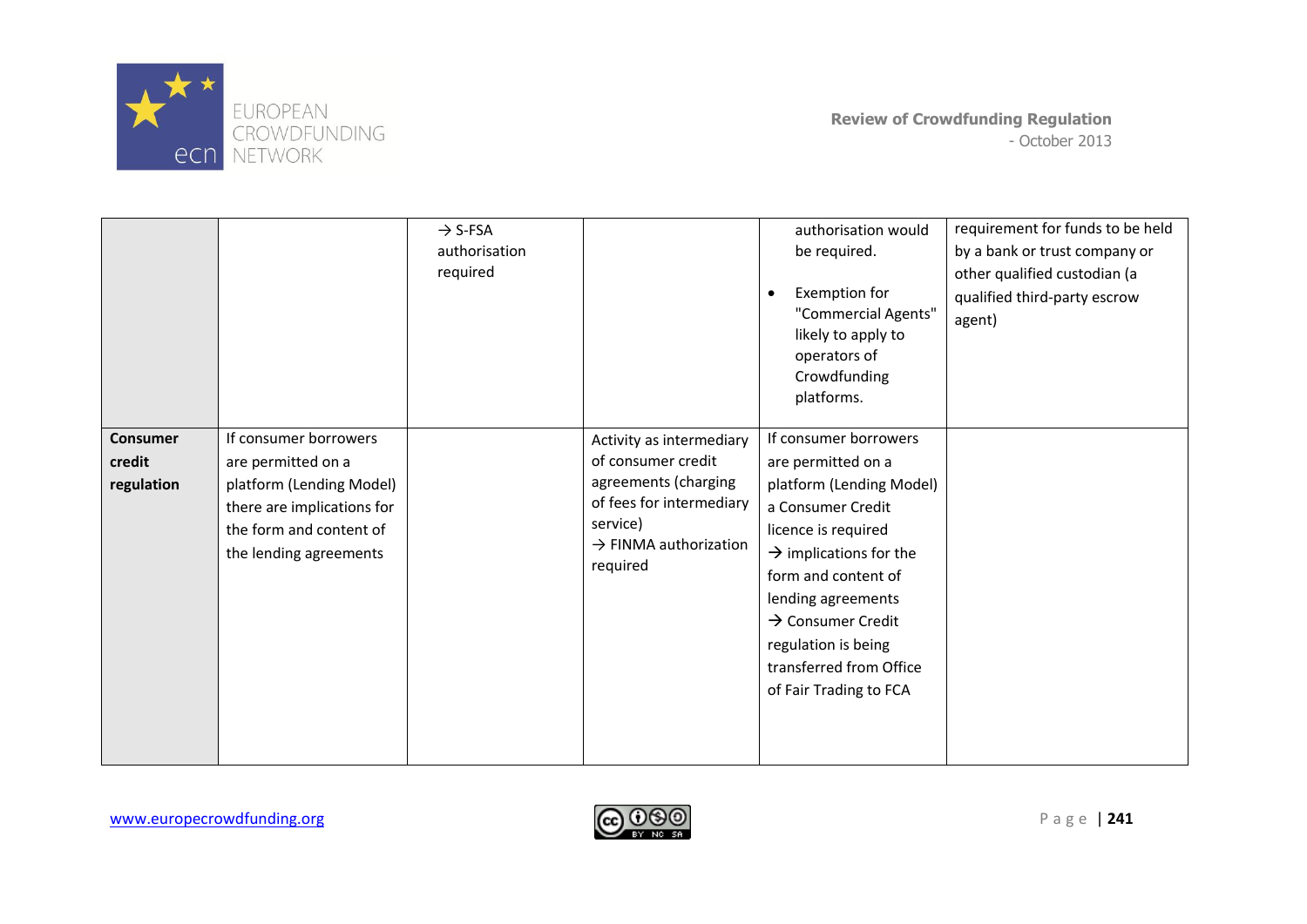| | | | | | |
|---|---|---|---|---|---|
| | | → S-FSA authorisation required | | authorisation would be required.<br><br>• Exemption for "Commercial Agents" likely to apply to operators of Crowdfunding platforms. | requirement for funds to be held by a bank or trust company or other qualified custodian (a qualified third-party escrow agent) |
| **Consumer credit regulation** | If consumer borrowers are permitted on a platform (Lending Model) there are implications for the form and content of the lending agreements | | Activity as intermediary of consumer credit agreements (charging of fees for intermediary service)<br>→ FINMA authorization required | If consumer borrowers are permitted on a platform (Lending Model) a Consumer Credit licence is required<br>→ implications for the form and content of lending agreements<br>→ Consumer Credit regulation is being transferred from Office of Fair Trading to FCA | |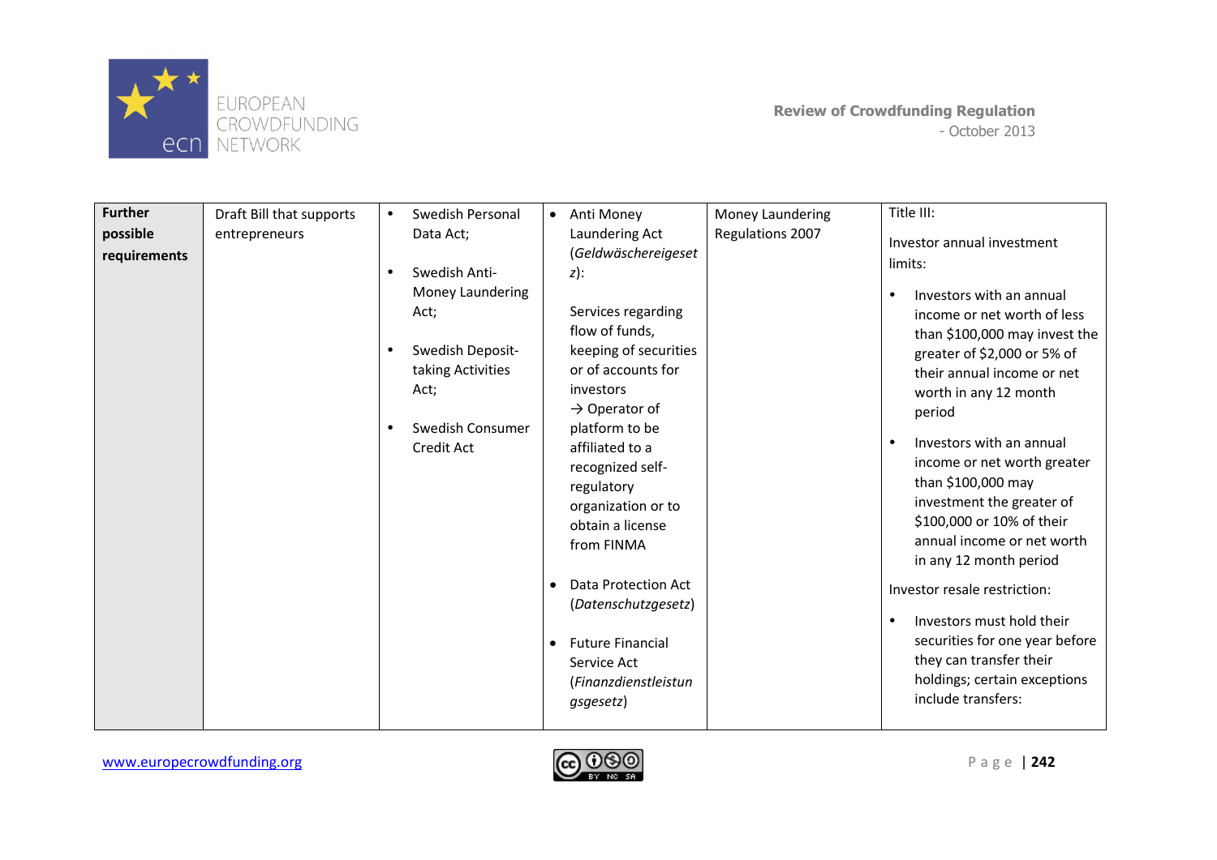| **Further possible requirements** | Draft Bill that supports entrepreneurs | • Swedish Personal Data Act;<br>• Swedish Anti-Money Laundering Act;<br>• Swedish Deposit-taking Activities Act;<br>• Swedish Consumer Credit Act | • Anti Money Laundering Act (*Geldwäschereigesetz*):<br>Services regarding flow of funds, keeping of securities or of accounts for investors → Operator of platform to be affiliated to a recognized self-regulatory organization or to obtain a license from FINMA<br>• Data Protection Act (*Datenschutzgesetz*)<br>• Future Financial Service Act (*Finanzdienstleistungsgesetz*) | Money Laundering Regulations 2007 | Title III:<br>Investor annual investment limits:<br>• Investors with an annual income or net worth of less than $100,000 may invest the greater of $2,000 or 5% of their annual income or net worth in any 12 month period<br>• Investors with an annual income or net worth greater than $100,000 may investment the greater of $100,000 or 10% of their annual income or net worth in any 12 month period<br>Investor resale restriction:<br>• Investors must hold their securities for one year before they can transfer their holdings; certain exceptions include transfers: |
|---|---|---|---|---|---|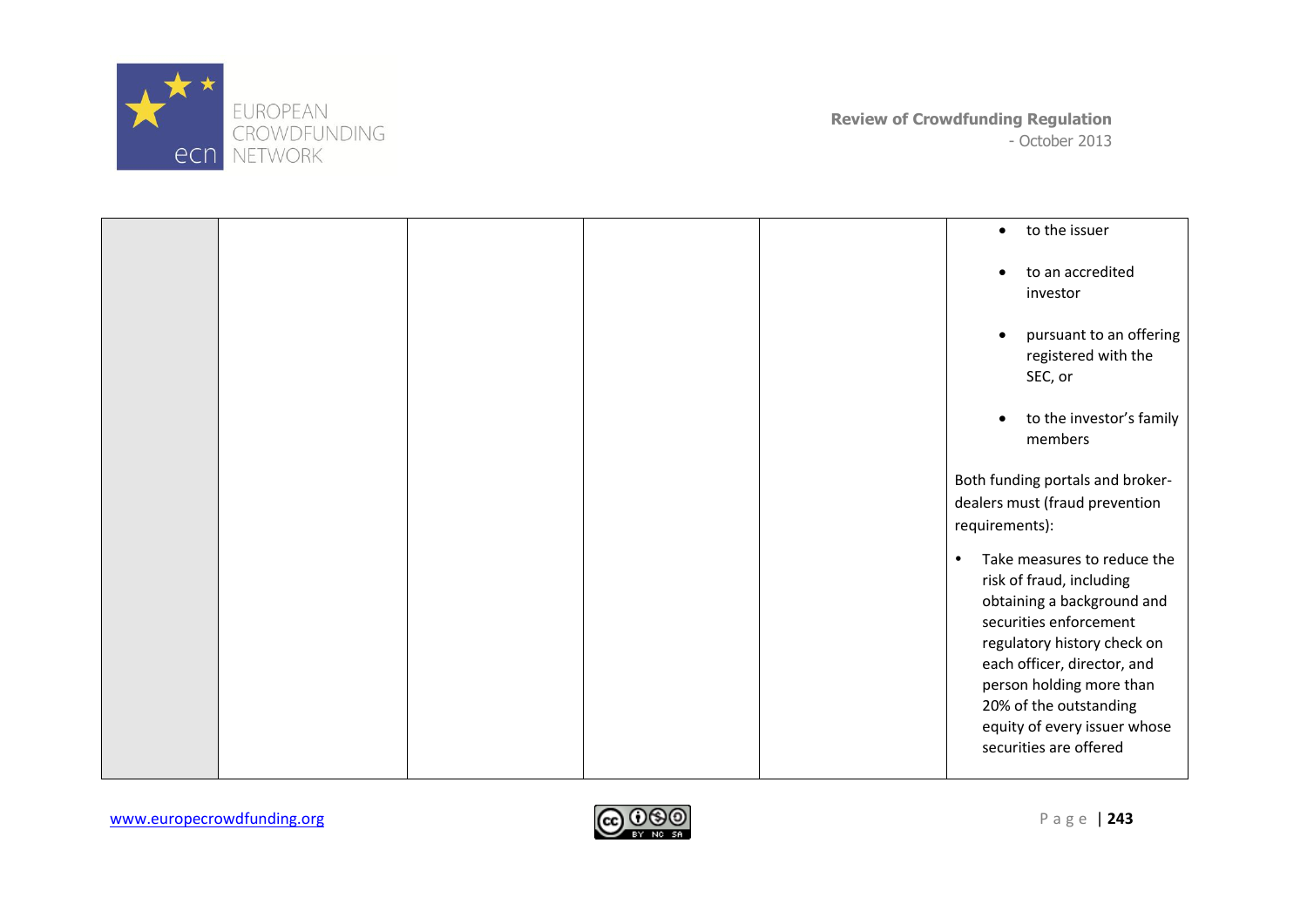|  |  |  |  |  | <ul><li>to the issuer</li><li>to an accredited investor</li><li>pursuant to an offering registered with the SEC, or</li><li>to the investor's family members</li></ul>Both funding portals and broker-dealers must (fraud prevention requirements):<ul><li>Take measures to reduce the risk of fraud, including obtaining a background and securities enforcement regulatory history check on each officer, director, and person holding more than 20% of the outstanding equity of every issuer whose securities are offered</li></ul> |
|---|---|---|---|---|---|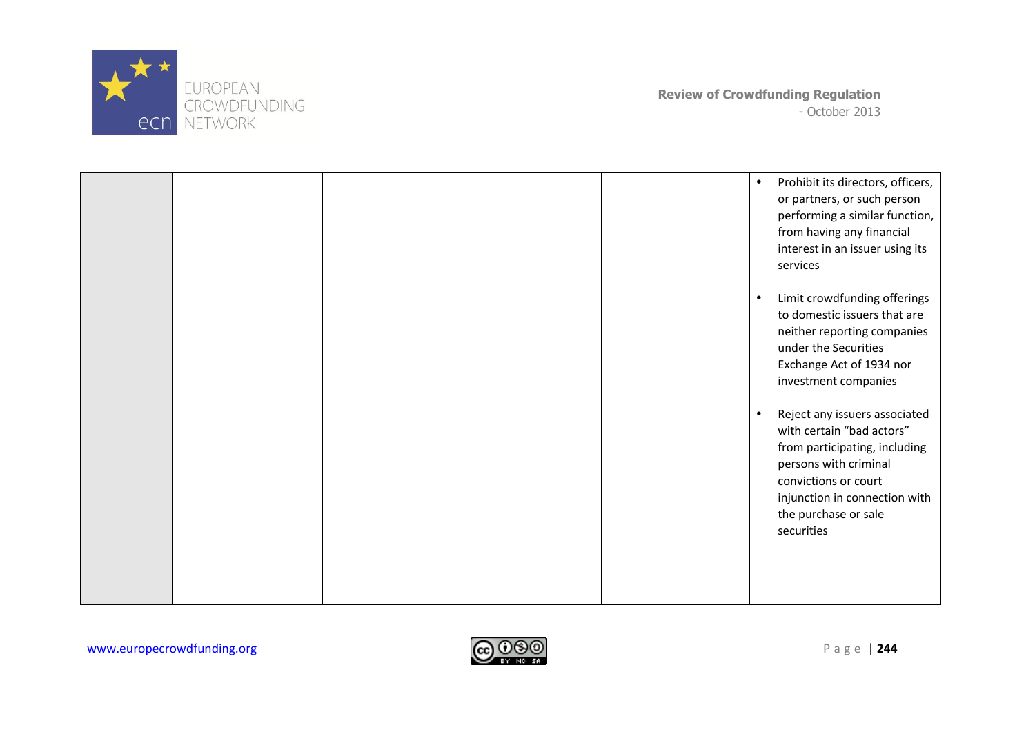| | | | | | |
|---|---|---|---|---|---|
| | | | | | • Prohibit its directors, officers, or partners, or such person performing a similar function, from having any financial interest in an issuer using its services<br><br>• Limit crowdfunding offerings to domestic issuers that are neither reporting companies under the Securities Exchange Act of 1934 nor investment companies<br><br>• Reject any issuers associated with certain "bad actors" from participating, including persons with criminal convictions or court injunction in connection with the purchase or sale securities |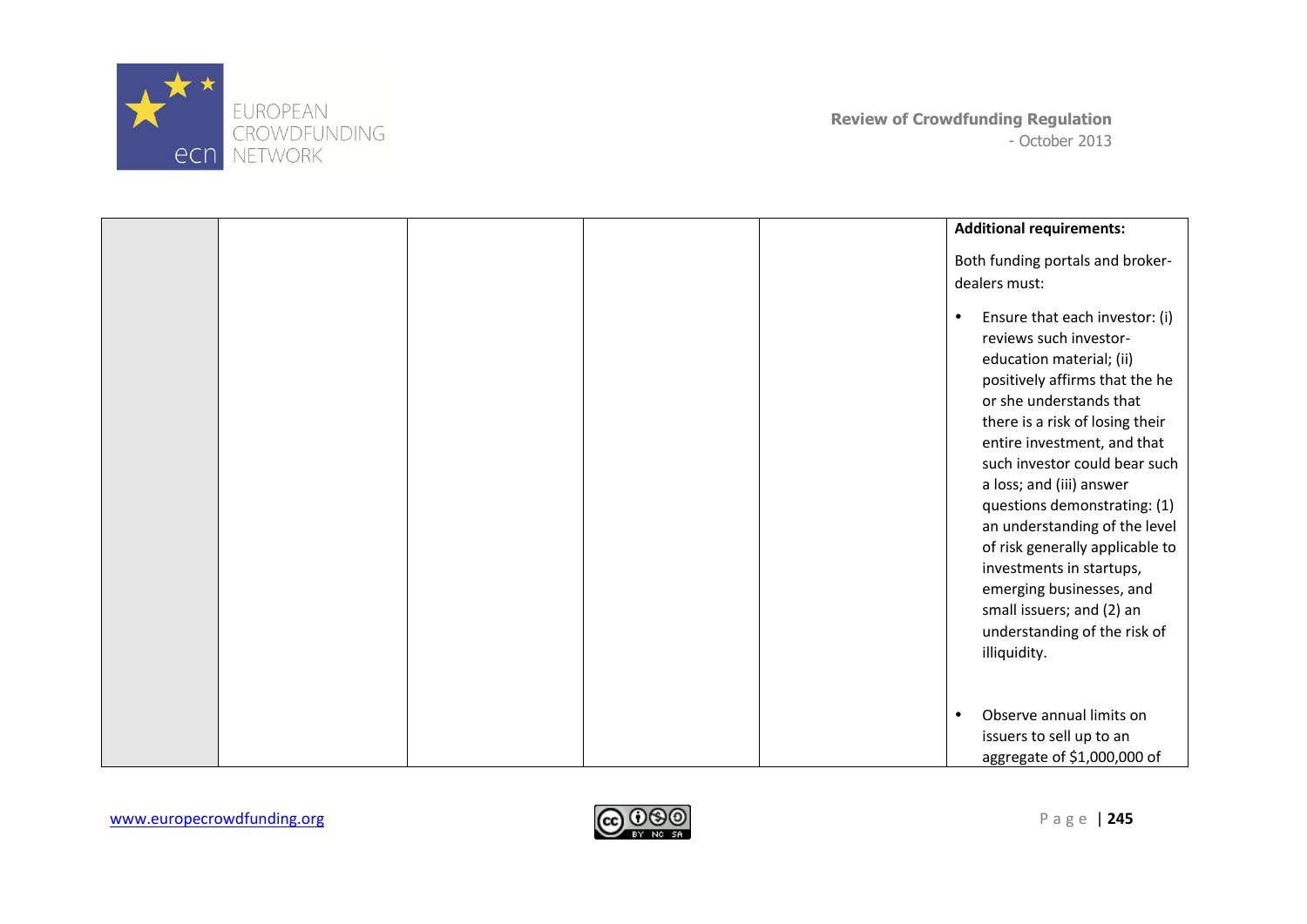| | | | | | |
|---|---|---|---|---|---|
| | | | | | **Additional requirements:**<br><br>Both funding portals and broker-dealers must:<br><br>• Ensure that each investor: (i) reviews such investor-education material; (ii) positively affirms that the he or she understands that there is a risk of losing their entire investment, and that such investor could bear such a loss; and (iii) answer questions demonstrating: (1) an understanding of the level of risk generally applicable to investments in startups, emerging businesses, and small issuers; and (2) an understanding of the risk of illiquidity.<br><br>• Observe annual limits on issuers to sell up to an aggregate of $1,000,000 of |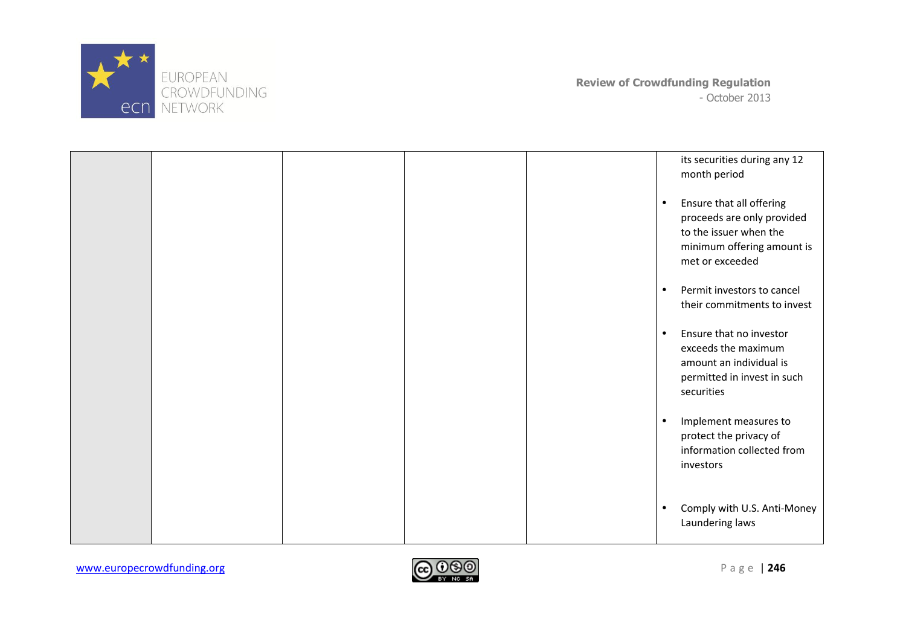| | | | | | |
|---|---|---|---|---|---|
| | | | | | its securities during any 12 month period<br><br>• Ensure that all offering proceeds are only provided to the issuer when the minimum offering amount is met or exceeded<br><br>• Permit investors to cancel their commitments to invest<br><br>• Ensure that no investor exceeds the maximum amount an individual is permitted in invest in such securities<br><br>• Implement measures to protect the privacy of information collected from investors<br><br>• Comply with U.S. Anti-Money Laundering laws |